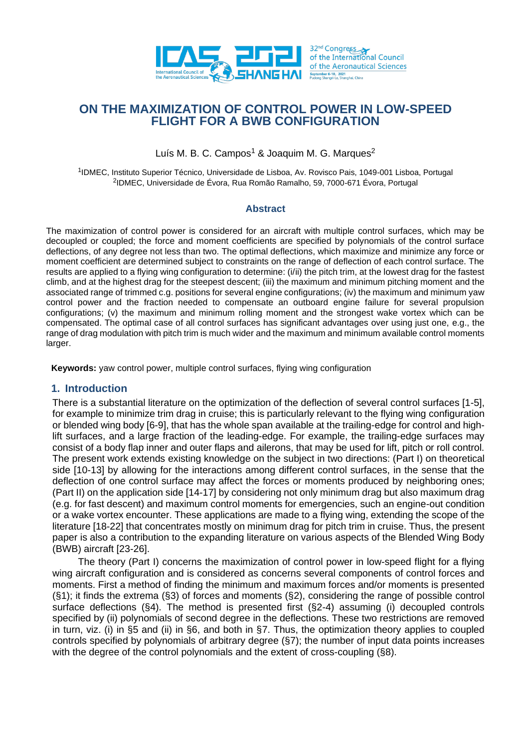# ON THE MAXIMIZATION OF CONTROL POWER IN LOW-SPEED FLIGHT FOR A BWB CONFIGURATION

Luís M. B. C. Campos[1] & Joaquim M. G. Marques[2]

[1]IDMEC, Instituto Superior Técnico, Universidade de Lisboa, Av. Rovisco Pais, 1049-001 Lisboa, Portugal
[2]IDMEC, Universidade de Évora, Rua Romão Ramalho, 59, 7000-671 Évora, Portugal

## Abstract

The maximization of control power is considered for an aircraft with multiple control surfaces, which may be decoupled or coupled; the force and moment coefficients are specified by polynomials of the control surface deflections, of any degree not less than two. The optimal deflections, which maximize and minimize any force or moment coefficient are determined subject to constraints on the range of deflection of each control surface. The results are applied to a flying wing configuration to determine: (i/ii) the pitch trim, at the lowest drag for the fastest climb, and at the highest drag for the steepest descent; (iii) the maximum and minimum pitching moment and the associated range of trimmed c.g. positions for several engine configurations; (iv) the maximum and minimum yaw control power and the fraction needed to compensate an outboard engine failure for several propulsion configurations; (v) the maximum and minimum rolling moment and the strongest wake vortex which can be compensated. The optimal case of all control surfaces has significant advantages over using just one, e.g., the range of drag modulation with pitch trim is much wider and the maximum and minimum available control moments larger.

**Keywords:** yaw control power, multiple control surfaces, flying wing configuration

## 1. Introduction

There is a substantial literature on the optimization of the deflection of several control surfaces [1-5], for example to minimize trim drag in cruise; this is particularly relevant to the flying wing configuration or blended wing body [6-9], that has the whole span available at the trailing-edge for control and high-lift surfaces, and a large fraction of the leading-edge. For example, the trailing-edge surfaces may consist of a body flap inner and outer flaps and ailerons, that may be used for lift, pitch or roll control. The present work extends existing knowledge on the subject in two directions: (Part I) on theoretical side [10-13] by allowing for the interactions among different control surfaces, in the sense that the deflection of one control surface may affect the forces or moments produced by neighboring ones; (Part II) on the application side [14-17] by considering not only minimum drag but also maximum drag (e.g. for fast descent) and maximum control moments for emergencies, such an engine-out condition or a wake vortex encounter. These applications are made to a flying wing, extending the scope of the literature [18-22] that concentrates mostly on minimum drag for pitch trim in cruise. Thus, the present paper is also a contribution to the expanding literature on various aspects of the Blended Wing Body (BWB) aircraft [23-26].

The theory (Part I) concerns the maximization of control power in low-speed flight for a flying wing aircraft configuration and is considered as concerns several components of control forces and moments. First a method of finding the minimum and maximum forces and/or moments is presented (§1); it finds the extrema (§3) of forces and moments (§2), considering the range of possible control surface deflections (§4). The method is presented first (§2-4) assuming (i) decoupled controls specified by (ii) polynomials of second degree in the deflections. These two restrictions are removed in turn, viz. (i) in §5 and (ii) in §6, and both in §7. Thus, the optimization theory applies to coupled controls specified by polynomials of arbitrary degree (§7); the number of input data points increases with the degree of the control polynomials and the extent of cross-coupling (§8).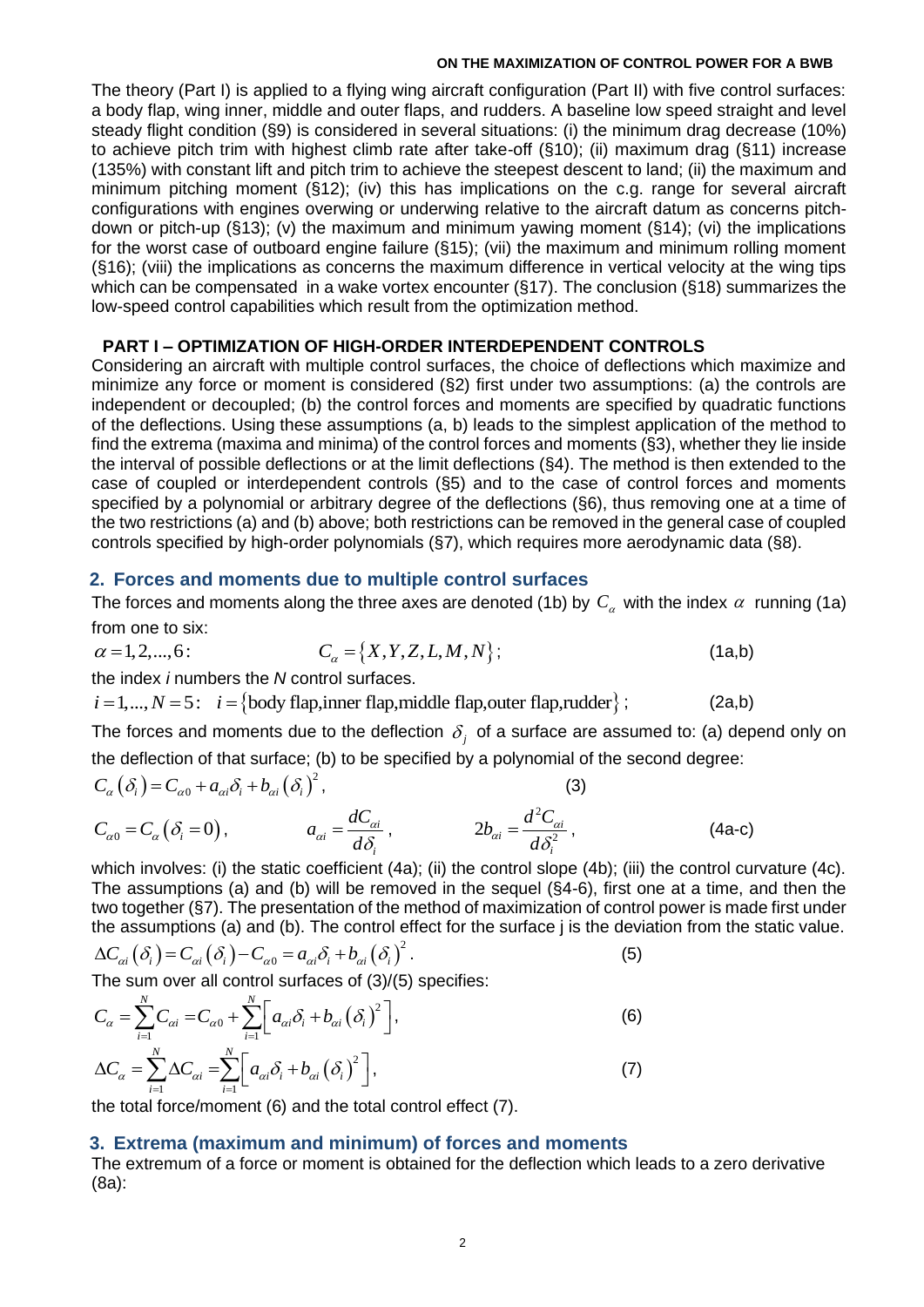The theory (Part I) is applied to a flying wing aircraft configuration (Part II) with five control surfaces: a body flap, wing inner, middle and outer flaps, and rudders. A baseline low speed straight and level steady flight condition (§9) is considered in several situations: (i) the minimum drag decrease (10%) to achieve pitch trim with highest climb rate after take-off (§10); (ii) maximum drag (§11) increase (135%) with constant lift and pitch trim to achieve the steepest descent to land; (ii) the maximum and minimum pitching moment (§12); (iv) this has implications on the c.g. range for several aircraft configurations with engines overwing or underwing relative to the aircraft datum as concerns pitch-down or pitch-up (§13); (v) the maximum and minimum yawing moment (§14); (vi) the implications for the worst case of outboard engine failure (§15); (vii) the maximum and minimum rolling moment (§16); (viii) the implications as concerns the maximum difference in vertical velocity at the wing tips which can be compensated in a wake vortex encounter (§17). The conclusion (§18) summarizes the low-speed control capabilities which result from the optimization method.

## PART I – OPTIMIZATION OF HIGH-ORDER INTERDEPENDENT CONTROLS

Considering an aircraft with multiple control surfaces, the choice of deflections which maximize and minimize any force or moment is considered (§2) first under two assumptions: (a) the controls are independent or decoupled; (b) the control forces and moments are specified by quadratic functions of the deflections. Using these assumptions (a, b) leads to the simplest application of the method to find the extrema (maxima and minima) of the control forces and moments (§3), whether they lie inside the interval of possible deflections or at the limit deflections (§4). The method is then extended to the case of coupled or interdependent controls (§5) and to the case of control forces and moments specified by a polynomial or arbitrary degree of the deflections (§6), thus removing one at a time of the two restrictions (a) and (b) above; both restrictions can be removed in the general case of coupled controls specified by high-order polynomials (§7), which requires more aerodynamic data (§8).

## 2. Forces and moments due to multiple control surfaces

The forces and moments along the three axes are denoted (1b) by $C_\alpha$ with the index $\alpha$ running (1a) from one to six:

$$\alpha = 1, 2, ..., 6: \qquad C_\alpha = \{X, Y, Z, L, M, N\}; \tag{1a,b}$$

the index *i* numbers the *N* control surfaces.

$$i = 1, ..., N = 5: \quad i = \{\text{body flap,inner flap,middle flap,outer flap,rudder}\}; \tag{2a,b}$$

The forces and moments due to the deflection $\delta_j$ of a surface are assumed to: (a) depend only on the deflection of that surface; (b) to be specified by a polynomial of the second degree:

$$C_\alpha(\delta_i) = C_{\alpha 0} + a_{\alpha i}\delta_i + b_{\alpha i}(\delta_i)^2, \tag{3}$$

$$C_{\alpha 0} = C_\alpha(\delta_i = 0), \qquad a_{\alpha i} = \frac{dC_{\alpha i}}{d\delta_i}, \qquad 2b_{\alpha i} = \frac{d^2 C_{\alpha i}}{d\delta_i^2}, \tag{4a-c}$$

which involves: (i) the static coefficient (4a); (ii) the control slope (4b); (iii) the control curvature (4c). The assumptions (a) and (b) will be removed in the sequel (§4-6), first one at a time, and then the two together (§7). The presentation of the method of maximization of control power is made first under the assumptions (a) and (b). The control effect for the surface j is the deviation from the static value.

$$\Delta C_{\alpha i}(\delta_i) = C_{\alpha i}(\delta_i) - C_{\alpha 0} = a_{\alpha i}\delta_i + b_{\alpha i}(\delta_i)^2. \tag{5}$$

The sum over all control surfaces of (3)/(5) specifies:

$$C_\alpha = \sum_{i=1}^{N} C_{\alpha i} = C_{\alpha 0} + \sum_{i=1}^{N}\left[a_{\alpha i}\delta_i + b_{\alpha i}(\delta_i)^2\right], \tag{6}$$

$$\Delta C_\alpha = \sum_{i=1}^{N} \Delta C_{\alpha i} = \sum_{i=1}^{N}\left[a_{\alpha i}\delta_i + b_{\alpha i}(\delta_i)^2\right], \tag{7}$$

the total force/moment (6) and the total control effect (7).

## 3. Extrema (maximum and minimum) of forces and moments

The extremum of a force or moment is obtained for the deflection which leads to a zero derivative (8a):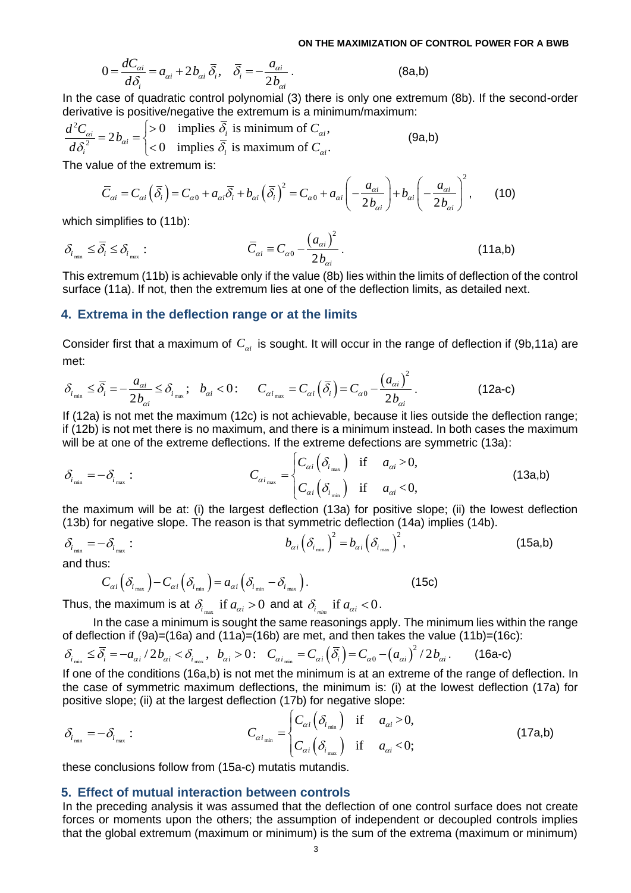$$0 = \frac{dC_{\alpha i}}{d\delta_i} = a_{\alpha i} + 2b_{\alpha i}\,\bar{\delta}_i, \quad \bar{\delta}_i = -\frac{a_{\alpha i}}{2b_{\alpha i}}. \tag{8a,b}$$

In the case of quadratic control polynomial (3) there is only one extremum (8b). If the second-order derivative is positive/negative the extremum is a minimum/maximum:

$$\frac{d^2C_{\alpha i}}{d\delta_i^2} = 2b_{\alpha i} = \begin{cases} >0 & \text{implies } \bar{\delta}_i \text{ is minimum of } C_{\alpha i}, \\ <0 & \text{implies } \bar{\delta}_i \text{ is maximum of } C_{\alpha i}. \end{cases} \tag{9a,b}$$

The value of the extremum is:

$$\bar{C}_{\alpha i} = C_{\alpha i}\left(\bar{\delta}_i\right) = C_{\alpha 0} + a_{\alpha i}\bar{\delta}_i + b_{\alpha i}\left(\bar{\delta}_i\right)^2 = C_{\alpha 0} + a_{\alpha i}\left(-\frac{a_{\alpha i}}{2b_{\alpha i}}\right) + b_{\alpha i}\left(-\frac{a_{\alpha i}}{2b_{\alpha i}}\right)^2, \tag{10}$$

which simplifies to (11b):

$$\delta_{i_{\min}} \le \bar{\delta}_i \le \delta_{i_{\max}}: \qquad \bar{C}_{\alpha i} \equiv C_{\alpha 0} - \frac{\left(a_{\alpha i}\right)^2}{2b_{\alpha i}}. \tag{11a,b}$$

This extremum (11b) is achievable only if the value (8b) lies within the limits of deflection of the control surface (11a). If not, then the extremum lies at one of the deflection limits, as detailed next.

## 4. Extrema in the deflection range or at the limits

Consider first that a maximum of $C_{\alpha i}$ is sought. It will occur in the range of deflection if (9b,11a) are met:

$$\delta_{i_{\min}} \le \bar{\delta}_i = -\frac{a_{\alpha i}}{2b_{\alpha i}} \le \delta_{i_{\max}}; \quad b_{\alpha i} < 0: \qquad C_{\alpha i_{\max}} = C_{\alpha i}\left(\bar{\delta}_i\right) = C_{\alpha 0} - \frac{\left(a_{\alpha i}\right)^2}{2b_{\alpha i}}. \tag{12a-c}$$

If (12a) is not met the maximum (12c) is not achievable, because it lies outside the deflection range; if (12b) is not met there is no maximum, and there is a minimum instead. In both cases the maximum will be at one of the extreme deflections. If the extreme defections are symmetric (13a):

$$\delta_{i_{\min}} = -\delta_{i_{\max}}: \qquad C_{\alpha i_{\max}} = \begin{cases} C_{\alpha i}\left(\delta_{i_{\max}}\right) & \text{if} \quad a_{\alpha i} > 0, \\ C_{\alpha i}\left(\delta_{i_{\min}}\right) & \text{if} \quad a_{\alpha i} < 0, \end{cases} \tag{13a,b}$$

the maximum will be at: (i) the largest deflection (13a) for positive slope; (ii) the lowest deflection (13b) for negative slope. The reason is that symmetric deflection (14a) implies (14b).

$$\delta_{i_{\min}} = -\delta_{i_{\max}}: \qquad b_{\alpha i}\left(\delta_{i_{\min}}\right)^2 = b_{\alpha i}\left(\delta_{i_{\max}}\right)^2, \tag{15a,b}$$

and thus:

$$C_{\alpha i}\left(\delta_{i_{\max}}\right) - C_{\alpha i}\left(\delta_{i_{\min}}\right) = a_{\alpha i}\left(\delta_{i_{\min}} - \delta_{i_{\max}}\right). \tag{15c}$$

Thus, the maximum is at $\delta_{i_{\max}}$ if $a_{\alpha i} > 0$ and at $\delta_{i_{mim}}$ if $a_{\alpha i} < 0$.

In the case a minimum is sought the same reasonings apply. The minimum lies within the range of deflection if (9a)=(16a) and (11a)=(16b) are met, and then takes the value (11b)=(16c):

$$\delta_{i_{\min}} \le \bar{\delta}_i = -a_{\alpha i}/2b_{\alpha i} < \delta_{i_{\max}}, \;\; b_{\alpha i} > 0: \;\; C_{\alpha i_{\min}} = C_{\alpha i}\left(\bar{\delta}_i\right) = C_{\alpha 0} - \left(a_{\alpha i}\right)^2/2b_{\alpha i}. \tag{16a-c}$$

If one of the conditions (16a,b) is not met the minimum is at an extreme of the range of deflection. In the case of symmetric maximum deflections, the minimum is: (i) at the lowest deflection (17a) for positive slope; (ii) at the largest deflection (17b) for negative slope:

$$\delta_{i_{\min}} = -\delta_{i_{\max}}: \qquad C_{\alpha i_{\min}} = \begin{cases} C_{\alpha i}\left(\delta_{i_{\min}}\right) & \text{if} \quad a_{\alpha i} > 0, \\ C_{\alpha i}\left(\delta_{i_{\max}}\right) & \text{if} \quad a_{\alpha i} < 0; \end{cases} \tag{17a,b}$$

these conclusions follow from (15a-c) mutatis mutandis.

## 5. Effect of mutual interaction between controls

In the preceding analysis it was assumed that the deflection of one control surface does not create forces or moments upon the others; the assumption of independent or decoupled controls implies that the global extremum (maximum or minimum) is the sum of the extrema (maximum or minimum)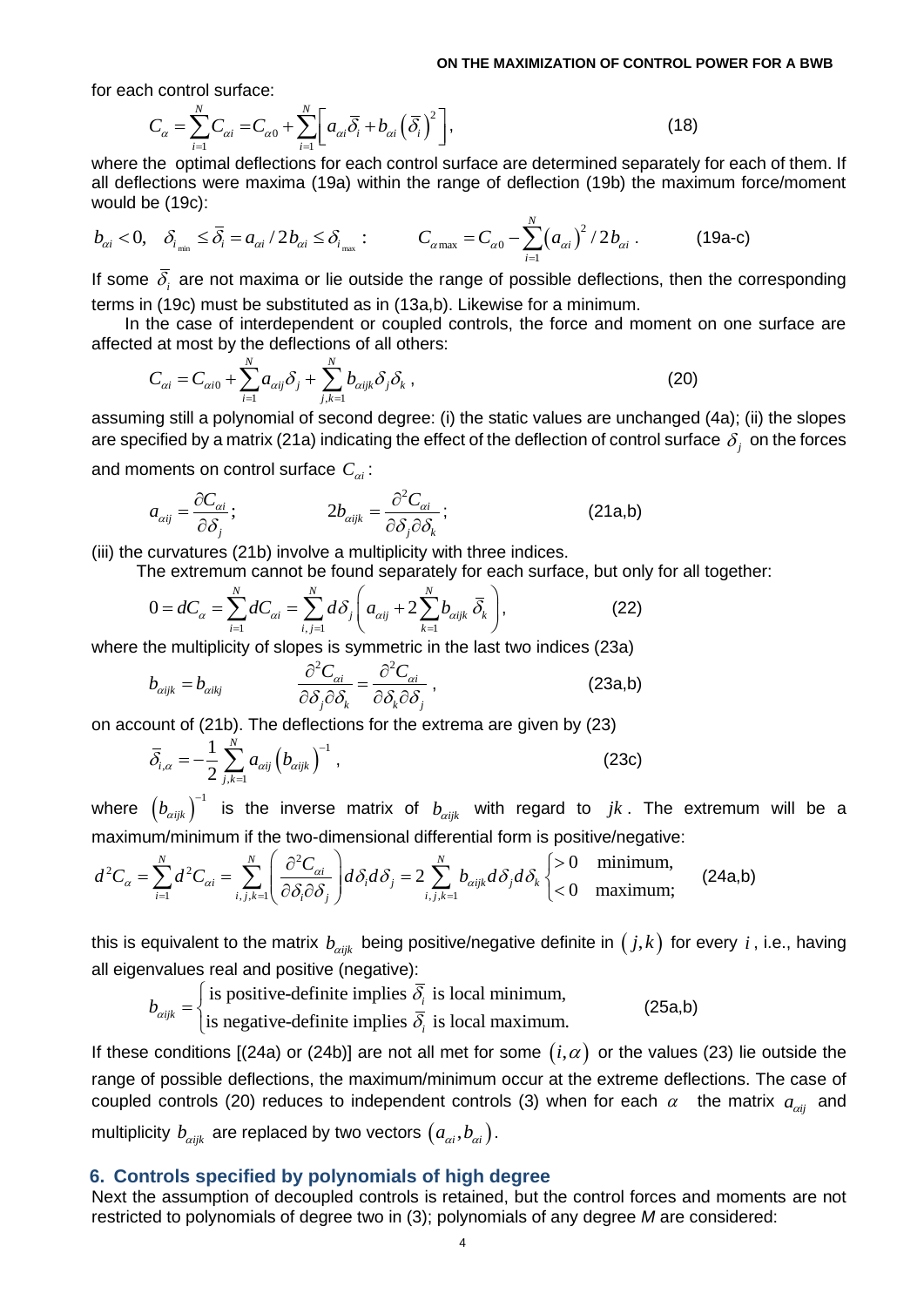for each control surface:

$$C_\alpha = \sum_{i=1}^{N} C_{\alpha i} = C_{\alpha 0} + \sum_{i=1}^{N} \left[ a_{\alpha i} \bar{\delta}_i + b_{\alpha i} \left( \bar{\delta}_i \right)^2 \right], \tag{18}$$

where the optimal deflections for each control surface are determined separately for each of them. If all deflections were maxima (19a) within the range of deflection (19b) the maximum force/moment would be (19c):

$$b_{\alpha i} < 0, \quad \delta_{i_{\min}} \le \bar{\delta}_i = a_{\alpha i} / 2 b_{\alpha i} \le \delta_{i_{\max}} : \qquad C_{\alpha \max} = C_{\alpha 0} - \sum_{i=1}^{N} \left( a_{\alpha i} \right)^2 / 2 b_{\alpha i} . \tag{19a-c}$$

If some $\bar{\delta}_i$ are not maxima or lie outside the range of possible deflections, then the corresponding terms in (19c) must be substituted as in (13a,b). Likewise for a minimum.

In the case of interdependent or coupled controls, the force and moment on one surface are affected at most by the deflections of all others:

$$C_{\alpha i} = C_{\alpha i 0} + \sum_{i=1}^{N} a_{\alpha i j} \delta_j + \sum_{j,k=1}^{N} b_{\alpha i j k} \delta_j \delta_k , \tag{20}$$

assuming still a polynomial of second degree: (i) the static values are unchanged (4a); (ii) the slopes are specified by a matrix (21a) indicating the effect of the deflection of control surface $\delta_j$ on the forces and moments on control surface $C_{\alpha i}$:

$$a_{\alpha i j} = \frac{\partial C_{\alpha i}}{\partial \delta_j}; \qquad 2 b_{\alpha i j k} = \frac{\partial^2 C_{\alpha i}}{\partial \delta_j \partial \delta_k}; \tag{21a,b}$$

(iii) the curvatures (21b) involve a multiplicity with three indices.

The extremum cannot be found separately for each surface, but only for all together:

$$0 = dC_\alpha = \sum_{i=1}^{N} dC_{\alpha i} = \sum_{i,j=1}^{N} d\delta_j \left( a_{\alpha i j} + 2 \sum_{k=1}^{N} b_{\alpha i j k} \, \bar{\delta}_k \right), \tag{22}$$

where the multiplicity of slopes is symmetric in the last two indices (23a)

$$b_{\alpha i j k} = b_{\alpha i k j} \qquad \frac{\partial^2 C_{\alpha i}}{\partial \delta_j \partial \delta_k} = \frac{\partial^2 C_{\alpha i}}{\partial \delta_k \partial \delta_j} , \tag{23a,b}$$

on account of (21b). The deflections for the extrema are given by (23)

$$\bar{\delta}_{i,\alpha} = -\frac{1}{2} \sum_{j,k=1}^{N} a_{\alpha i j} \left( b_{\alpha i j k} \right)^{-1} , \tag{23c}$$

where $\left( b_{\alpha i j k} \right)^{-1}$ is the inverse matrix of $b_{\alpha i j k}$ with regard to $jk$. The extremum will be a maximum/minimum if the two-dimensional differential form is positive/negative:

$$d^2 C_\alpha = \sum_{i=1}^{N} d^2 C_{\alpha i} = \sum_{i,j,k=1}^{N} \left( \frac{\partial^2 C_{\alpha i}}{\partial \delta_i \partial \delta_j} \right) d\delta_i d\delta_j = 2 \sum_{i,j,k=1}^{N} b_{\alpha i j k} d\delta_j d\delta_k \begin{cases} > 0 & \text{minimum,} \\ < 0 & \text{maximum;} \end{cases} \tag{24a,b}$$

this is equivalent to the matrix $b_{\alpha i j k}$ being positive/negative definite in $(j,k)$ for every $i$, i.e., having all eigenvalues real and positive (negative):

$$b_{\alpha i j k} = \begin{cases} \text{is positive-definite implies } \bar{\delta}_i \text{ is local minimum,} \\ \text{is negative-definite implies } \bar{\delta}_i \text{ is local maximum.} \end{cases} \tag{25a,b}$$

If these conditions [(24a) or (24b)] are not all met for some $(i, \alpha)$ or the values (23) lie outside the range of possible deflections, the maximum/minimum occur at the extreme deflections. The case of coupled controls (20) reduces to independent controls (3) when for each $\alpha$ the matrix $a_{\alpha i j}$ and multiplicity $b_{\alpha i j k}$ are replaced by two vectors $(a_{\alpha i}, b_{\alpha i})$.

## 6. Controls specified by polynomials of high degree

Next the assumption of decoupled controls is retained, but the control forces and moments are not restricted to polynomials of degree two in (3); polynomials of any degree *M* are considered: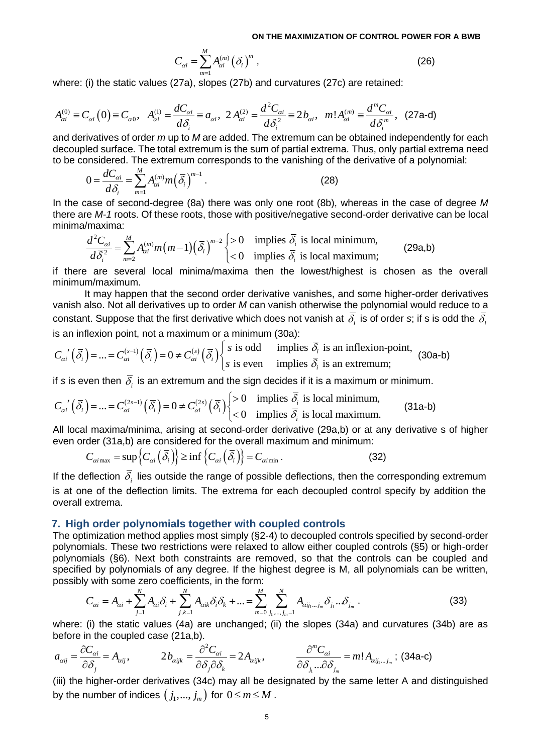$$C_{\alpha i} = \sum_{m=1}^{M} A_{\alpha i}^{(m)} \left(\delta_i\right)^m , \tag{26}$$

where: (i) the static values (27a), slopes (27b) and curvatures (27c) are retained:

$$A_{\alpha i}^{(0)} \equiv C_{\alpha i}\left(0\right) \equiv C_{\alpha 0}, \;\; A_{\alpha i}^{(1)} = \frac{dC_{\alpha i}}{d\delta_i} \equiv a_{\alpha i}, \;\; 2\,A_{\alpha i}^{(2)} = \frac{d^2 C_{\alpha i}}{d\delta_i^{\,2}} \equiv 2b_{\alpha i}, \;\; m!A_{\alpha i}^{(m)} \equiv \frac{d^m C_{\alpha i}}{d\delta_i^{\,m}}, \quad \text{(27a-d)}$$

and derivatives of order *m* up to *M* are added. The extremum can be obtained independently for each decoupled surface. The total extremum is the sum of partial extrema. Thus, only partial extrema need to be considered. The extremum corresponds to the vanishing of the derivative of a polynomial:

$$0 = \frac{dC_{\alpha i}}{d\delta_i} = \sum_{m=1}^{M} A_{\alpha i}^{(m)} m \left(\bar{\delta}_i\right)^{m-1} . \tag{28}$$

In the case of second-degree (8a) there was only one root (8b), whereas in the case of degree *M* there are *M-1* roots. Of these roots, those with positive/negative second-order derivative can be local minima/maxima:

$$\frac{d^2 C_{\alpha i}}{d\bar{\delta}_i^{\,2}} = \sum_{m=2}^{M} A_{\alpha i}^{(m)} m\left(m-1\right)\left(\bar{\delta}_i\right)^{m-2} \begin{cases} >0 & \text{implies } \bar{\delta}_i \text{ is local minimum,} \\ <0 & \text{implies } \bar{\delta}_i \text{ is local maximum;} \end{cases} \quad \text{(29a,b)}$$

if there are several local minima/maxima then the lowest/highest is chosen as the overall minimum/maximum.

It may happen that the second order derivative vanishes, and some higher-order derivatives vanish also. Not all derivatives up to order *M* can vanish otherwise the polynomial would reduce to a constant. Suppose that the first derivative which does not vanish at $\bar{\delta}_i$ is of order *s*; if s is odd the $\bar{\delta}_i$ is an inflexion point, not a maximum or a minimum (30a):

$$C_{\alpha i}{'}\left(\bar{\delta}_i\right) = \ldots = C_{\alpha i}^{(s-1)}\left(\bar{\delta}_i\right) = 0 \neq C_{\alpha i}^{(s)}\left(\bar{\delta}_i\right) \begin{cases} s \text{ is odd} & \text{implies } \bar{\delta}_i \text{ is an inflexion-point,} \\ s \text{ is even} & \text{implies } \bar{\delta}_i \text{ is an extremum;} \end{cases} \quad \text{(30a-b)}$$

if *s* is even then $\bar{\delta}_i$ is an extremum and the sign decides if it is a maximum or minimum.

$$C_{\alpha i}{'}\left(\bar{\delta}_i\right) = \ldots = C_{\alpha i}^{(2s-1)}\left(\bar{\delta}_i\right) = 0 \neq C_{\alpha i}^{(2s)}\left(\bar{\delta}_i\right) \begin{cases} >0 & \text{implies } \bar{\delta}_i \text{ is local minimum,} \\ <0 & \text{implies } \bar{\delta}_i \text{ is local maximum.} \end{cases} \quad \text{(31a-b)}$$

All local maxima/minima, arising at second-order derivative (29a,b) or at any derivative s of higher even order (31a,b) are considered for the overall maximum and minimum:

$$C_{\alpha i \max} = \sup\left\{C_{\alpha i}\left(\bar{\delta}_i\right)\right\} \geq \inf\left\{C_{\alpha i}\left(\bar{\delta}_i\right)\right\} = C_{\alpha i \min} . \tag{32}$$

If the deflection $\bar{\delta}_i$ lies outside the range of possible deflections, then the corresponding extremum is at one of the deflection limits. The extrema for each decoupled control specify by addition the overall extrema.

## 7. High order polynomials together with coupled controls

The optimization method applies most simply (§2-4) to decoupled controls specified by second-order polynomials. These two restrictions were relaxed to allow either coupled controls (§5) or high-order polynomials (§6). Next both constraints are removed, so that the controls can be coupled and specified by polynomials of any degree. If the highest degree is M, all polynomials can be written, possibly with some zero coefficients, in the form:

$$C_{\alpha i} = A_{\alpha i} + \sum_{j=1}^{N} A_{\alpha i}\delta_i + \sum_{j,k=1}^{N} A_{\alpha ik}\delta_i\delta_k + \ldots = \sum_{m=0}^{M} \sum_{j_1,\ldots,j_m=1}^{N} A_{\alpha i j_1 \ldots j_m} \delta_{j_1} .. \delta_{j_m} . \tag{33}$$

where: (i) the static values (4a) are unchanged; (ii) the slopes (34a) and curvatures (34b) are as before in the coupled case (21a,b).

$$a_{\alpha ij} = \frac{\partial C_{\alpha i}}{\partial \delta_j} = A_{\alpha ij}, \qquad 2b_{\alpha ijk} = \frac{\partial^2 C_{\alpha i}}{\partial \delta_j \partial \delta_k} = 2A_{\alpha ijk}, \qquad \frac{\partial^m C_{\alpha i}}{\partial \delta_{j_1} \ldots \partial \delta_{j_m}} = m! A_{\alpha i j_1 \ldots j_m} ; \quad \text{(34a-c)}$$

(iii) the higher-order derivatives (34c) may all be designated by the same letter A and distinguished by the number of indices $\left(j_1, \ldots, j_m\right)$ for $0 \leq m \leq M$ .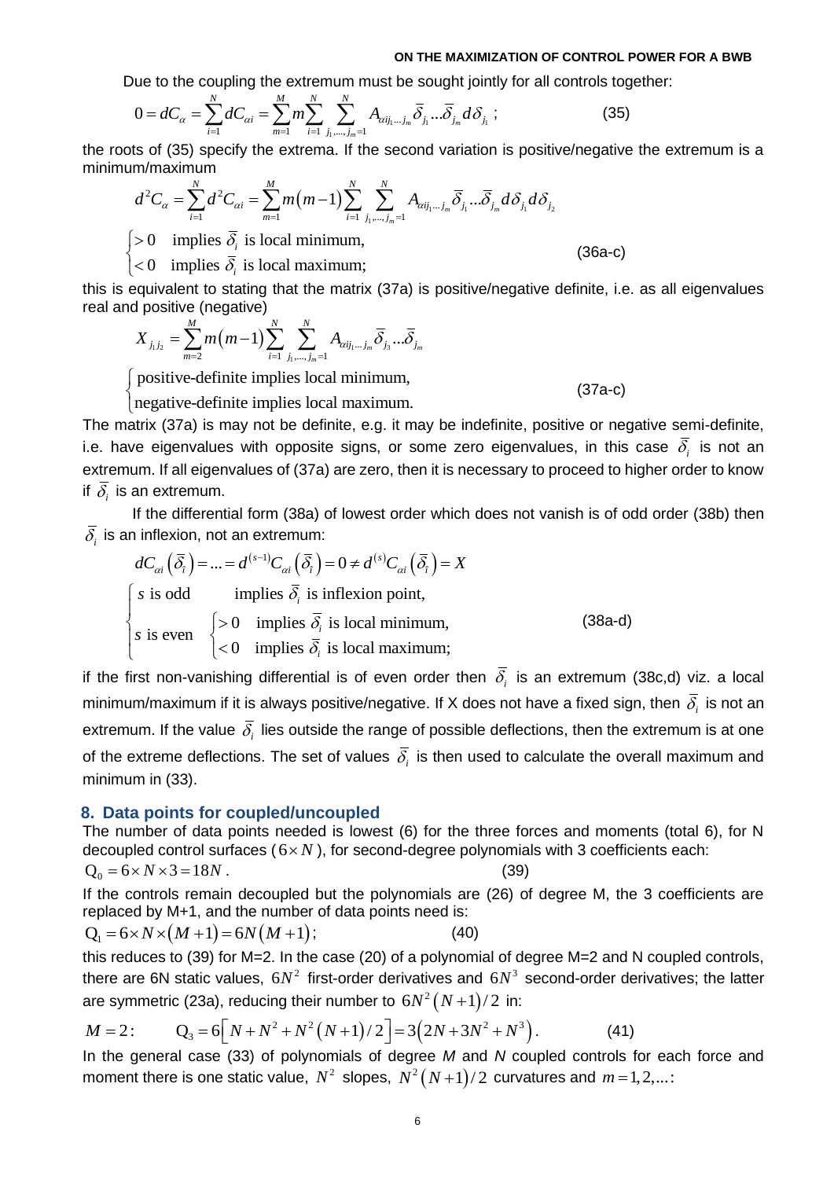Due to the coupling the extremum must be sought jointly for all controls together:

$$0 = dC_\alpha = \sum_{i=1}^{N} dC_{\alpha i} = \sum_{m=1}^{M} m \sum_{i=1}^{N} \sum_{j_1,\ldots,j_m=1}^{N} A_{\alpha i j_1 \ldots j_m} \bar{\delta}_{j_1} \ldots \bar{\delta}_{j_m} d\delta_{j_1} ; \tag{35}$$

the roots of (35) specify the extrema. If the second variation is positive/negative the extremum is a minimum/maximum

$$d^2 C_\alpha = \sum_{i=1}^{N} d^2 C_{\alpha i} = \sum_{m=1}^{M} m(m-1) \sum_{i=1}^{N} \sum_{j_1,\ldots,j_m=1}^{N} A_{\alpha i j_1 \ldots j_m} \bar{\delta}_{j_1} \ldots \bar{\delta}_{j_m} d\delta_{j_1} d\delta_{j_2}$$

$$\begin{cases} > 0 & \text{implies } \bar{\delta}_i \text{ is local minimum,} \\ < 0 & \text{implies } \bar{\delta}_i \text{ is local maximum;} \end{cases} \tag{36a-c}$$

this is equivalent to stating that the matrix (37a) is positive/negative definite, i.e. as all eigenvalues real and positive (negative)

$$X_{j_1 j_2} = \sum_{m=2}^{M} m(m-1) \sum_{i=1}^{N} \sum_{j_1,\ldots,j_m=1}^{N} A_{\alpha i j_1 \ldots j_m} \bar{\delta}_{j_3} \ldots \bar{\delta}_{j_m}$$

$$\begin{cases} \text{positive-definite implies local minimum,} \\ \text{negative-definite implies local maximum.} \end{cases} \tag{37a-c}$$

The matrix (37a) is may not be definite, e.g. it may be indefinite, positive or negative semi-definite, i.e. have eigenvalues with opposite signs, or some zero eigenvalues, in this case $\bar{\delta}_i$ is not an extremum. If all eigenvalues of (37a) are zero, then it is necessary to proceed to higher order to know if $\bar{\delta}_i$ is an extremum.

If the differential form (38a) of lowest order which does not vanish is of odd order (38b) then $\bar{\delta}_i$ is an inflexion, not an extremum:

$$dC_{\alpha i}\left(\bar{\delta}_i\right) = \ldots = d^{(s-1)} C_{\alpha i}\left(\bar{\delta}_i\right) = 0 \neq d^{(s)} C_{\alpha i}\left(\bar{\delta}_i\right) = X$$

$$\begin{cases} s \text{ is odd} & \text{implies } \bar{\delta}_i \text{ is inflexion point,} \\ s \text{ is even} & \begin{cases} > 0 & \text{implies } \bar{\delta}_i \text{ is local minimum,} \\ < 0 & \text{implies } \bar{\delta}_i \text{ is local maximum;} \end{cases} \end{cases} \tag{38a-d}$$

if the first non-vanishing differential is of even order then $\bar{\delta}_i$ is an extremum (38c,d) viz. a local minimum/maximum if it is always positive/negative. If X does not have a fixed sign, then $\bar{\delta}_i$ is not an extremum. If the value $\bar{\delta}_i$ lies outside the range of possible deflections, then the extremum is at one of the extreme deflections. The set of values $\bar{\delta}_i$ is then used to calculate the overall maximum and minimum in (33).

## 8. Data points for coupled/uncoupled

The number of data points needed is lowest (6) for the three forces and moments (total 6), for N decoupled control surfaces ($6 \times N$), for second-degree polynomials with 3 coefficients each:

$$Q_0 = 6 \times N \times 3 = 18N . \tag{39}$$

If the controls remain decoupled but the polynomials are (26) of degree M, the 3 coefficients are replaced by M+1, and the number of data points need is:

$$Q_1 = 6 \times N \times (M+1) = 6N(M+1); \tag{40}$$

this reduces to (39) for M=2. In the case (20) of a polynomial of degree M=2 and N coupled controls, there are 6N static values, $6N^2$ first-order derivatives and $6N^3$ second-order derivatives; the latter are symmetric (23a), reducing their number to $6N^2(N+1)/2$ in:

$$M = 2: \qquad Q_3 = 6\left[N + N^2 + N^2(N+1)/2\right] = 3\left(2N + 3N^2 + N^3\right). \tag{41}$$

In the general case (33) of polynomials of degree *M* and *N* coupled controls for each force and moment there is one static value, $N^2$ slopes, $N^2(N+1)/2$ curvatures and $m = 1, 2, \ldots$: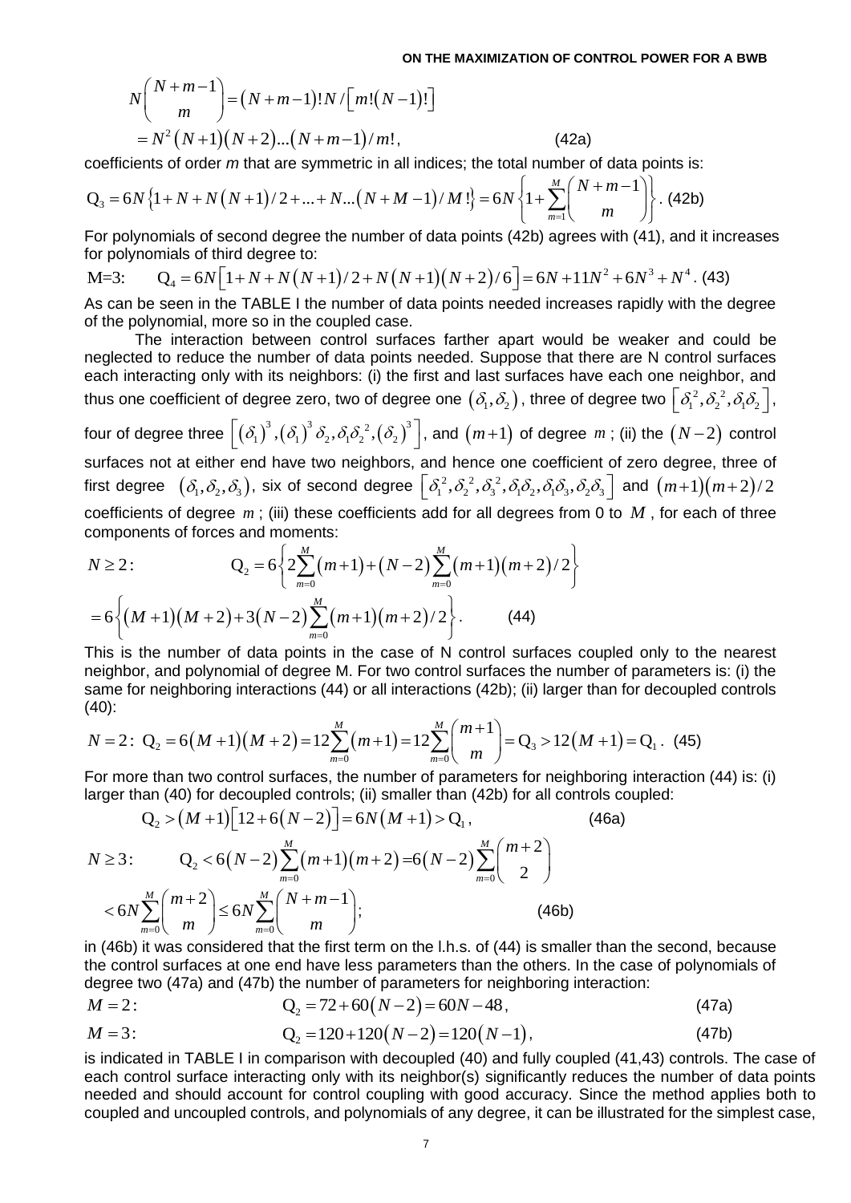$$N\binom{N+m-1}{m} = (N+m-1)!N/\left[m!(N-1)!\right]$$
$$= N^2(N+1)(N+2)...(N+m-1)/m!, \qquad (42a)$$

coefficients of order *m* that are symmetric in all indices; the total number of data points is:

$$Q_3 = 6N\left\{1+N+N(N+1)/2+...+N...(N+M-1)/M!\right\} = 6N\left\{1+\sum_{m=1}^{M}\binom{N+m-1}{m}\right\}. \quad (42b)$$

For polynomials of second degree the number of data points (42b) agrees with (41), and it increases for polynomials of third degree to:

$$\text{M=3:} \qquad Q_4 = 6N\left[1+N+N(N+1)/2+N(N+1)(N+2)/6\right] = 6N+11N^2+6N^3+N^4. \quad (43)$$

As can be seen in the TABLE I the number of data points needed increases rapidly with the degree of the polynomial, more so in the coupled case.

The interaction between control surfaces farther apart would be weaker and could be neglected to reduce the number of data points needed. Suppose that there are N control surfaces each interacting only with its neighbors: (i) the first and last surfaces have each one neighbor, and thus one coefficient of degree zero, two of degree one $(\delta_1, \delta_2)$, three of degree two $\left[\delta_1^2, \delta_2^2, \delta_1\delta_2\right]$, four of degree three $\left[(\delta_1)^3, (\delta_1)^3\delta_2, \delta_1\delta_2^2, (\delta_2)^3\right]$, and $(m+1)$ of degree $m$; (ii) the $(N-2)$ control surfaces not at either end have two neighbors, and hence one coefficient of zero degree, three of first degree $(\delta_1, \delta_2, \delta_3)$, six of second degree $\left[\delta_1^2, \delta_2^2, \delta_3^2, \delta_1\delta_2, \delta_1\delta_3, \delta_2\delta_3\right]$ and $(m+1)(m+2)/2$ coefficients of degree $m$; (iii) these coefficients add for all degrees from 0 to $M$, for each of three components of forces and moments:

$$N \geq 2: \qquad Q_2 = 6\left\{2\sum_{m=0}^{M}(m+1) + (N-2)\sum_{m=0}^{M}(m+1)(m+2)/2\right\}$$
$$= 6\left\{(M+1)(M+2) + 3(N-2)\sum_{m=0}^{M}(m+1)(m+2)/2\right\}. \qquad (44)$$

This is the number of data points in the case of N control surfaces coupled only to the nearest neighbor, and polynomial of degree M. For two control surfaces the number of parameters is: (i) the same for neighboring interactions (44) or all interactions (42b); (ii) larger than for decoupled controls (40):

$$N=2: \; Q_2 = 6(M+1)(M+2) = 12\sum_{m=0}^{M}(m+1) = 12\sum_{m=0}^{M}\binom{m+1}{m} = Q_3 > 12(M+1) = Q_1. \quad (45)$$

For more than two control surfaces, the number of parameters for neighboring interaction (44) is: (i) larger than (40) for decoupled controls; (ii) smaller than (42b) for all controls coupled:

$$Q_2 > (M+1)\left[12+6(N-2)\right] = 6N(M+1) > Q_1, \qquad (46a)$$

$$N \geq 3: \qquad Q_2 < 6(N-2)\sum_{m=0}^{M}(m+1)(m+2) = 6(N-2)\sum_{m=0}^{M}\binom{m+2}{2}$$
$$< 6N\sum_{m=0}^{M}\binom{m+2}{m} \leq 6N\sum_{m=0}^{M}\binom{N+m-1}{m}; \qquad (46b)$$

in (46b) it was considered that the first term on the l.h.s. of (44) is smaller than the second, because the control surfaces at one end have less parameters than the others. In the case of polynomials of degree two (47a) and (47b) the number of parameters for neighboring interaction:

$$M=2: \qquad Q_2 = 72+60(N-2) = 60N-48, \qquad (47a)$$

$$M=3: \qquad Q_2 = 120+120(N-2) = 120(N-1), \qquad (47b)$$

is indicated in TABLE I in comparison with decoupled (40) and fully coupled (41,43) controls. The case of each control surface interacting only with its neighbor(s) significantly reduces the number of data points needed and should account for control coupling with good accuracy. Since the method applies both to coupled and uncoupled controls, and polynomials of any degree, it can be illustrated for the simplest case,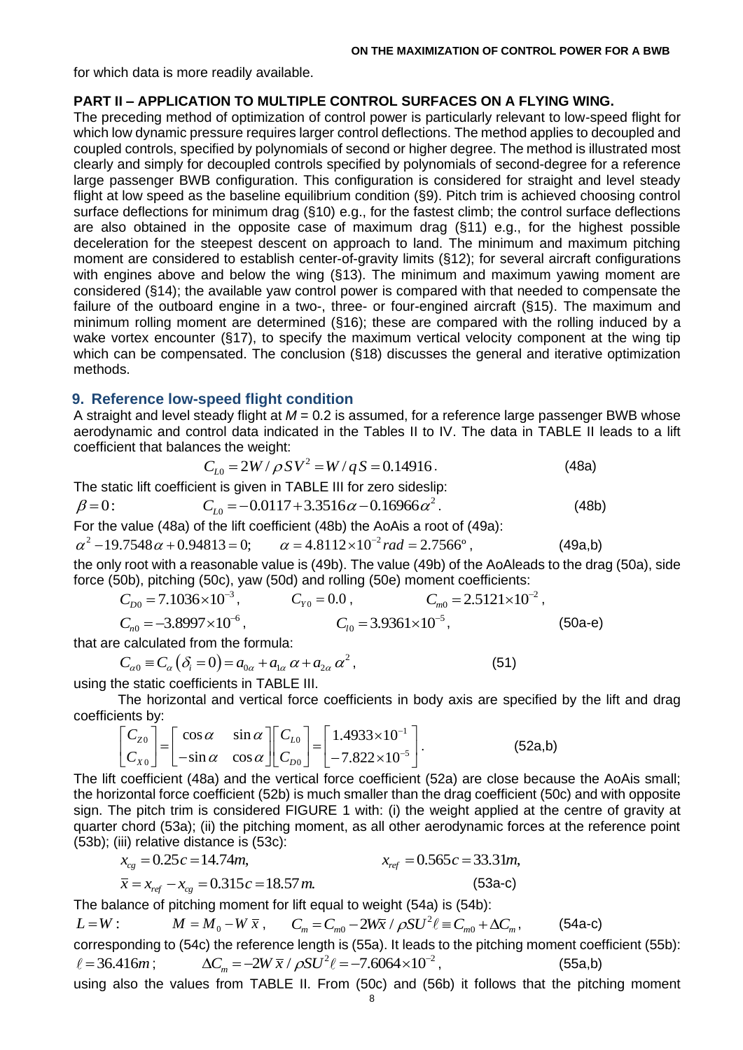for which data is more readily available.

**PART II – APPLICATION TO MULTIPLE CONTROL SURFACES ON A FLYING WING.**

The preceding method of optimization of control power is particularly relevant to low-speed flight for which low dynamic pressure requires larger control deflections. The method applies to decoupled and coupled controls, specified by polynomials of second or higher degree. The method is illustrated most clearly and simply for decoupled controls specified by polynomials of second-degree for a reference large passenger BWB configuration. This configuration is considered for straight and level steady flight at low speed as the baseline equilibrium condition (§9). Pitch trim is achieved choosing control surface deflections for minimum drag (§10) e.g., for the fastest climb; the control surface deflections are also obtained in the opposite case of maximum drag (§11) e.g., for the highest possible deceleration for the steepest descent on approach to land. The minimum and maximum pitching moment are considered to establish center-of-gravity limits (§12); for several aircraft configurations with engines above and below the wing (§13). The minimum and maximum yawing moment are considered (§14); the available yaw control power is compared with that needed to compensate the failure of the outboard engine in a two-, three- or four-engined aircraft (§15). The maximum and minimum rolling moment are determined (§16); these are compared with the rolling induced by a wake vortex encounter (§17), to specify the maximum vertical velocity component at the wing tip which can be compensated. The conclusion (§18) discusses the general and iterative optimization methods.

## 9. Reference low-speed flight condition

A straight and level steady flight at $M = 0.2$ is assumed, for a reference large passenger BWB whose aerodynamic and control data indicated in the Tables II to IV. The data in TABLE II leads to a lift coefficient that balances the weight:

$$C_{L0} = 2W/\rho S V^2 = W/qS = 0.14916. \qquad \text{(48a)}$$

The static lift coefficient is given in TABLE III for zero sideslip:

$$\beta = 0: \qquad C_{L0} = -0.0117 + 3.3516\alpha - 0.16966\alpha^2. \qquad \text{(48b)}$$

For the value (48a) of the lift coefficient (48b) the AoAis a root of (49a):

$$\alpha^2 - 19.7548\alpha + 0.94813 = 0; \qquad \alpha = 4.8112\times10^{-2}\,rad = 2.7566^{\mathrm{o}}, \qquad \text{(49a,b)}$$

the only root with a reasonable value is (49b). The value (49b) of the AoAleads to the drag (50a), side force (50b), pitching (50c), yaw (50d) and rolling (50e) moment coefficients:

$$C_{D0} = 7.1036\times10^{-3}, \qquad C_{Y0} = 0.0, \qquad C_{m0} = 2.5121\times10^{-2},$$
$$C_{n0} = -3.8997\times10^{-6}, \qquad C_{l0} = 3.9361\times10^{-5}, \qquad \text{(50a-e)}$$

that are calculated from the formula:

$$C_{\alpha 0} \equiv C_{\alpha}\left(\delta_i = 0\right) = a_{0\alpha} + a_{1\alpha}\,\alpha + a_{2\alpha}\,\alpha^2, \qquad \text{(51)}$$

using the static coefficients in TABLE III.

The horizontal and vertical force coefficients in body axis are specified by the lift and drag coefficients by:

$$\begin{bmatrix} C_{Z0} \\ C_{X0} \end{bmatrix} = \begin{bmatrix} \cos\alpha & \sin\alpha \\ -\sin\alpha & \cos\alpha \end{bmatrix} \begin{bmatrix} C_{L0} \\ C_{D0} \end{bmatrix} = \begin{bmatrix} 1.4933\times10^{-1} \\ -7.822\times10^{-5} \end{bmatrix}. \qquad \text{(52a,b)}$$

The lift coefficient (48a) and the vertical force coefficient (52a) are close because the AoAis small; the horizontal force coefficient (52b) is much smaller than the drag coefficient (50c) and with opposite sign. The pitch trim is considered FIGURE 1 with: (i) the weight applied at the centre of gravity at quarter chord (53a); (ii) the pitching moment, as all other aerodynamic forces at the reference point (53b); (iii) relative distance is (53c):

$$x_{cg} = 0.25c = 14.74m, \qquad x_{ref} = 0.565c = 33.31m,$$
$$\bar{x} = x_{ref} - x_{cg} = 0.315c = 18.57\,m. \qquad \text{(53a-c)}$$

The balance of pitching moment for lift equal to weight (54a) is (54b):

$$L = W: \qquad M = M_0 - W\,\bar{x}, \qquad C_m = C_{m0} - 2W\bar{x}/\rho S U^2 \ell \equiv C_{m0} + \Delta C_m, \qquad \text{(54a-c)}$$

corresponding to (54c) the reference length is (55a). It leads to the pitching moment coefficient (55b):

$$\ell = 36.416m; \qquad \Delta C_m = -2W\,\bar{x}/\rho S U^2 \ell = -7.6064\times10^{-2}, \qquad \text{(55a,b)}$$

using also the values from TABLE II. From (50c) and (56b) it follows that the pitching moment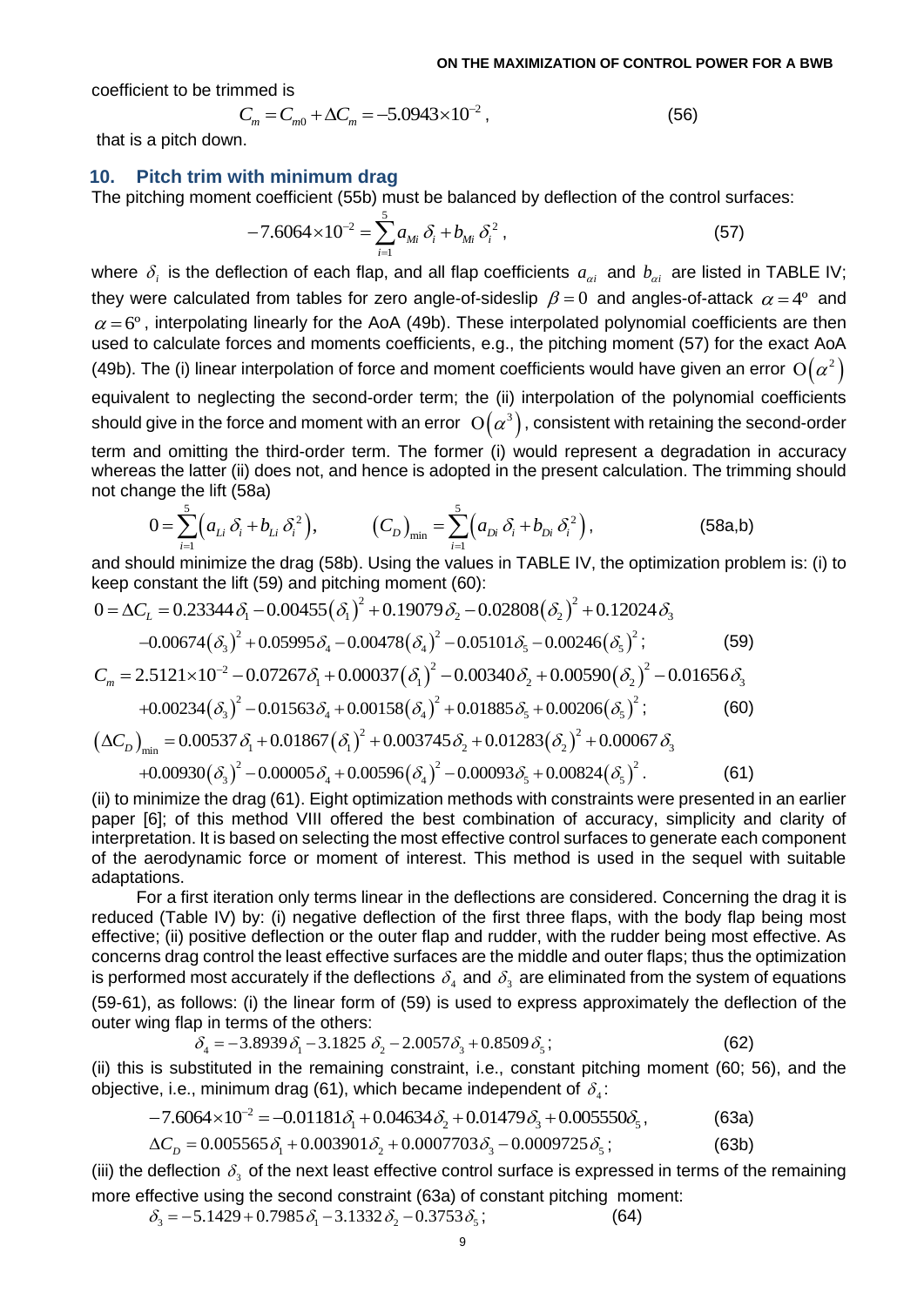coefficient to be trimmed is

$$C_m = C_{m0} + \Delta C_m = -5.0943\times10^{-2}\,, \tag{56}$$

that is a pitch down.

## 10. Pitch trim with minimum drag

The pitching moment coefficient (55b) must be balanced by deflection of the control surfaces:

$$-7.6064\times10^{-2} = \sum_{i=1}^{5} a_{Mi}\,\delta_i + b_{Mi}\,\delta_i^2\,, \tag{57}$$

where $\delta_i$ is the deflection of each flap, and all flap coefficients $a_{\alpha i}$ and $b_{\alpha i}$ are listed in TABLE IV; they were calculated from tables for zero angle-of-sideslip $\beta = 0$ and angles-of-attack $\alpha = 4^{\circ}$ and $\alpha = 6^{\circ}$, interpolating linearly for the AoA (49b). These interpolated polynomial coefficients are then used to calculate forces and moments coefficients, e.g., the pitching moment (57) for the exact AoA (49b). The (i) linear interpolation of force and moment coefficients would have given an error $\mathrm{O}\left(\alpha^2\right)$ equivalent to neglecting the second-order term; the (ii) interpolation of the polynomial coefficients should give in the force and moment with an error $\mathrm{O}\left(\alpha^3\right)$, consistent with retaining the second-order term and omitting the third-order term. The former (i) would represent a degradation in accuracy whereas the latter (ii) does not, and hence is adopted in the present calculation. The trimming should not change the lift (58a)

$$0 = \sum_{i=1}^{5}\left(a_{Li}\,\delta_i + b_{Li}\,\delta_i^2\right), \qquad \left(C_D\right)_{\min} = \sum_{i=1}^{5}\left(a_{Di}\,\delta_i + b_{Di}\,\delta_i^2\right), \tag{58a,b}$$

and should minimize the drag (58b). Using the values in TABLE IV, the optimization problem is: (i) to keep constant the lift (59) and pitching moment (60):

$$0 = \Delta C_L = 0.23344\,\delta_1 - 0.00455\left(\delta_1\right)^2 + 0.19079\,\delta_2 - 0.02808\left(\delta_2\right)^2 + 0.12024\,\delta_3$$
$$-0.00674\left(\delta_3\right)^2 + 0.05995\,\delta_4 - 0.00478\left(\delta_4\right)^2 - 0.05101\delta_5 - 0.00246\left(\delta_5\right)^2; \tag{59}$$

$$C_m = 2.5121\times10^{-2} - 0.07267\delta_1 + 0.00037\left(\delta_1\right)^2 - 0.00340\,\delta_2 + 0.00590\left(\delta_2\right)^2 - 0.01656\,\delta_3$$
$$+0.00234\left(\delta_3\right)^2 - 0.01563\,\delta_4 + 0.00158\left(\delta_4\right)^2 + 0.01885\,\delta_5 + 0.00206\left(\delta_5\right)^2; \tag{60}$$

$$\left(\Delta C_D\right)_{\min} = 0.00537\,\delta_1 + 0.01867\left(\delta_1\right)^2 + 0.003745\,\delta_2 + 0.01283\left(\delta_2\right)^2 + 0.00067\,\delta_3$$
$$+0.00930\left(\delta_3\right)^2 - 0.00005\,\delta_4 + 0.00596\left(\delta_4\right)^2 - 0.00093\delta_5 + 0.00824\left(\delta_5\right)^2. \tag{61}$$

(ii) to minimize the drag (61). Eight optimization methods with constraints were presented in an earlier paper [6]; of this method VIII offered the best combination of accuracy, simplicity and clarity of interpretation. It is based on selecting the most effective control surfaces to generate each component of the aerodynamic force or moment of interest. This method is used in the sequel with suitable adaptations.

For a first iteration only terms linear in the deflections are considered. Concerning the drag it is reduced (Table IV) by: (i) negative deflection of the first three flaps, with the body flap being most effective; (ii) positive deflection or the outer flap and rudder, with the rudder being most effective. As concerns drag control the least effective surfaces are the middle and outer flaps; thus the optimization is performed most accurately if the deflections $\delta_4$ and $\delta_3$ are eliminated from the system of equations (59-61), as follows: (i) the linear form of (59) is used to express approximately the deflection of the outer wing flap in terms of the others:

$$\delta_4 = -3.8939\,\delta_1 - 3.1825\;\delta_2 - 2.0057\delta_3 + 0.8509\,\delta_5\,; \tag{62}$$

(ii) this is substituted in the remaining constraint, i.e., constant pitching moment (60; 56), and the objective, i.e., minimum drag (61), which became independent of $\delta_4$:

$$-7.6064\times10^{-2} = -0.01181\delta_1 + 0.04634\,\delta_2 + 0.01479\,\delta_3 + 0.005550\delta_5\,, \tag{63a}$$

$$\Delta C_D = 0.005565\,\delta_1 + 0.003901\delta_2 + 0.0007703\,\delta_3 - 0.0009725\,\delta_5\,; \tag{63b}$$

(iii) the deflection $\delta_3$ of the next least effective control surface is expressed in terms of the remaining more effective using the second constraint (63a) of constant pitching moment:

$$\delta_3 = -5.1429 + 0.7985\,\delta_1 - 3.1332\,\delta_2 - 0.3753\,\delta_5\,; \tag{64}$$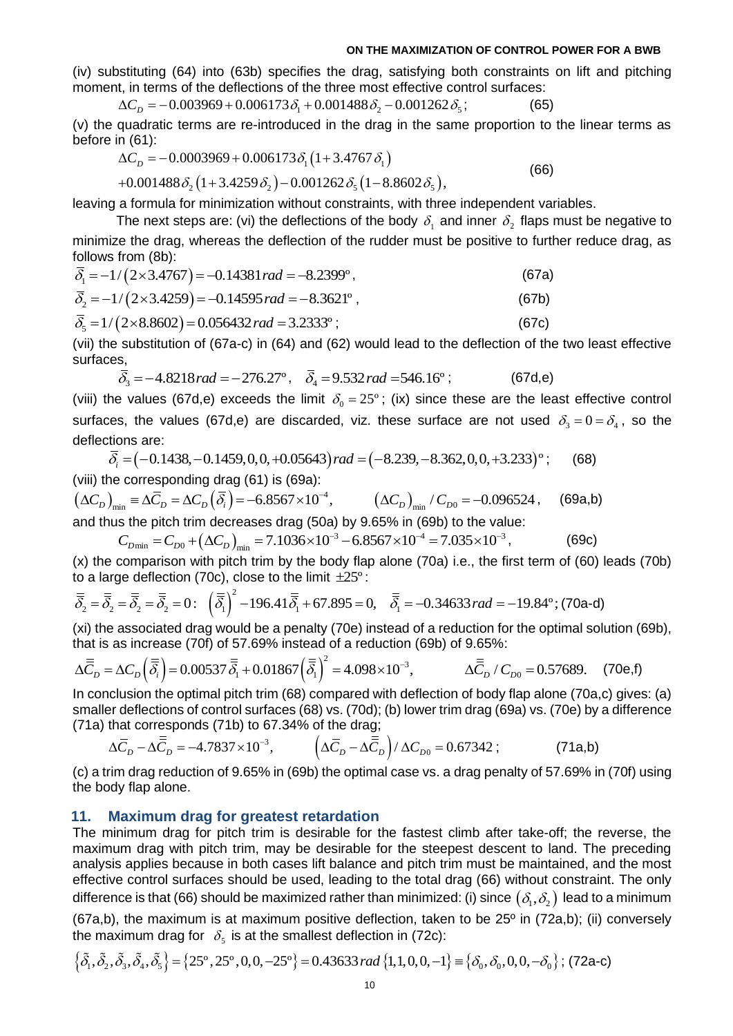(iv) substituting (64) into (63b) specifies the drag, satisfying both constraints on lift and pitching moment, in terms of the deflections of the three most effective control surfaces:

$$\Delta C_D = -0.003969 + 0.006173\,\delta_1 + 0.001488\,\delta_2 - 0.001262\,\delta_5\,; \qquad (65)$$

(v) the quadratic terms are re-introduced in the drag in the same proportion to the linear terms as before in (61):

$$\Delta C_D = -0.0003969 + 0.006173\,\delta_1\left(1+3.4767\,\delta_1\right)$$
$$+0.001488\,\delta_2\left(1+3.4259\,\delta_2\right) - 0.001262\,\delta_5\left(1-8.8602\,\delta_5\right), \qquad (66)$$

leaving a formula for minimization without constraints, with three independent variables.

The next steps are: (vi) the deflections of the body $\delta_1$ and inner $\delta_2$ flaps must be negative to minimize the drag, whereas the deflection of the rudder must be positive to further reduce drag, as follows from (8b):

$$\bar{\delta}_1 = -1/\left(2\times 3.4767\right) = -0.14381\,rad = -8.2399^{\circ}, \qquad (67a)$$

$$\bar{\delta}_2 = -1/\left(2\times 3.4259\right) = -0.14595\,rad = -8.3621^{\circ}, \qquad (67b)$$

$$\bar{\delta}_5 = 1/\left(2\times 8.8602\right) = 0.056432\,rad = 3.2333^{\circ}; \qquad (67c)$$

(vii) the substitution of (67a-c) in (64) and (62) would lead to the deflection of the two least effective surfaces,

$$\bar{\delta}_3 = -4.8218\,rad = -276.27^{\circ}, \quad \bar{\delta}_4 = 9.532\,rad = 546.16^{\circ}; \qquad (67d,e)$$

(viii) the values (67d,e) exceeds the limit $\delta_0 = 25^{\circ}$; (ix) since these are the least effective control surfaces, the values (67d,e) are discarded, viz. these surface are not used $\delta_3 = 0 = \delta_4$, so the deflections are:

$$\bar{\delta}_i = \left(-0.1438, -0.1459, 0, 0, +0.05643\right) rad = \left(-8.239, -8.362, 0, 0, +3.233\right)^{\circ}; \qquad (68)$$

(viii) the corresponding drag (61) is (69a):

$$\left(\Delta C_D\right)_{\min} \equiv \Delta \bar{C}_D = \Delta C_D\left(\bar{\delta}_i\right) = -6.8567\times 10^{-4}, \qquad \left(\Delta C_D\right)_{\min}/C_{D0} = -0.096524, \qquad (69a,b)$$

and thus the pitch trim decreases drag (50a) by 9.65% in (69b) to the value:

$$C_{D\min} = C_{D0} + \left(\Delta C_D\right)_{\min} = 7.1036\times 10^{-3} - 6.8567\times 10^{-4} = 7.035\times 10^{-3}, \qquad (69c)$$

(x) the comparison with pitch trim by the body flap alone (70a) i.e., the first term of (60) leads (70b) to a large deflection (70c), close to the limit $\pm 25^{\circ}$:

$$\bar{\bar{\delta}}_2 = \bar{\bar{\delta}}_2 = \bar{\bar{\delta}}_2 = \bar{\bar{\delta}}_2 = 0: \quad \left(\bar{\bar{\delta}}_1\right)^2 - 196.41\,\bar{\bar{\delta}}_1 + 67.895 = 0, \quad \bar{\bar{\delta}}_1 = -0.34633\,rad = -19.84^{\circ}; \, (70a\text{-}d)$$

(xi) the associated drag would be a penalty (70e) instead of a reduction for the optimal solution (69b), that is as increase (70f) of 57.69% instead of a reduction (69b) of 9.65%:

$$\Delta \bar{\bar{C}}_D = \Delta C_D\left(\bar{\bar{\delta}}_i\right) = 0.00537\,\bar{\bar{\delta}}_1 + 0.01867\left(\bar{\bar{\delta}}_1\right)^2 = 4.098\times 10^{-3}, \qquad \Delta \bar{\bar{C}}_D / C_{D0} = 0.57689. \quad (70e,f)$$

In conclusion the optimal pitch trim (68) compared with deflection of body flap alone (70a,c) gives: (a) smaller deflections of control surfaces (68) vs. (70d); (b) lower trim drag (69a) vs. (70e) by a difference (71a) that corresponds (71b) to 67.34% of the drag;

$$\Delta \bar{C}_D - \Delta \bar{\bar{C}}_D = -4.7837\times 10^{-3}, \qquad \left(\Delta \bar{C}_D - \Delta \bar{\bar{C}}_D\right)/\Delta C_{D0} = 0.67342; \qquad (71a,b)$$

(c) a trim drag reduction of 9.65% in (69b) the optimal case vs. a drag penalty of 57.69% in (70f) using the body flap alone.

## 11. Maximum drag for greatest retardation

The minimum drag for pitch trim is desirable for the fastest climb after take-off; the reverse, the maximum drag with pitch trim, may be desirable for the steepest descent to land. The preceding analysis applies because in both cases lift balance and pitch trim must be maintained, and the most effective control surfaces should be used, leading to the total drag (66) without constraint. The only difference is that (66) should be maximized rather than minimized: (i) since $\left(\delta_1, \delta_2\right)$ lead to a minimum (67a,b), the maximum is at maximum positive deflection, taken to be 25º in (72a,b); (ii) conversely the maximum drag for $\delta_5$ is at the smallest deflection in (72c):

$$\left\{\tilde{\delta}_1, \tilde{\delta}_2, \tilde{\delta}_3, \tilde{\delta}_4, \tilde{\delta}_5\right\} = \left\{25^{\circ}, 25^{\circ}, 0, 0, -25^{\circ}\right\} = 0.43633\,rad\left\{1, 1, 0, 0, -1\right\} \equiv \left\{\delta_0, \delta_0, 0, 0, -\delta_0\right\}; \, (72a\text{-}c)$$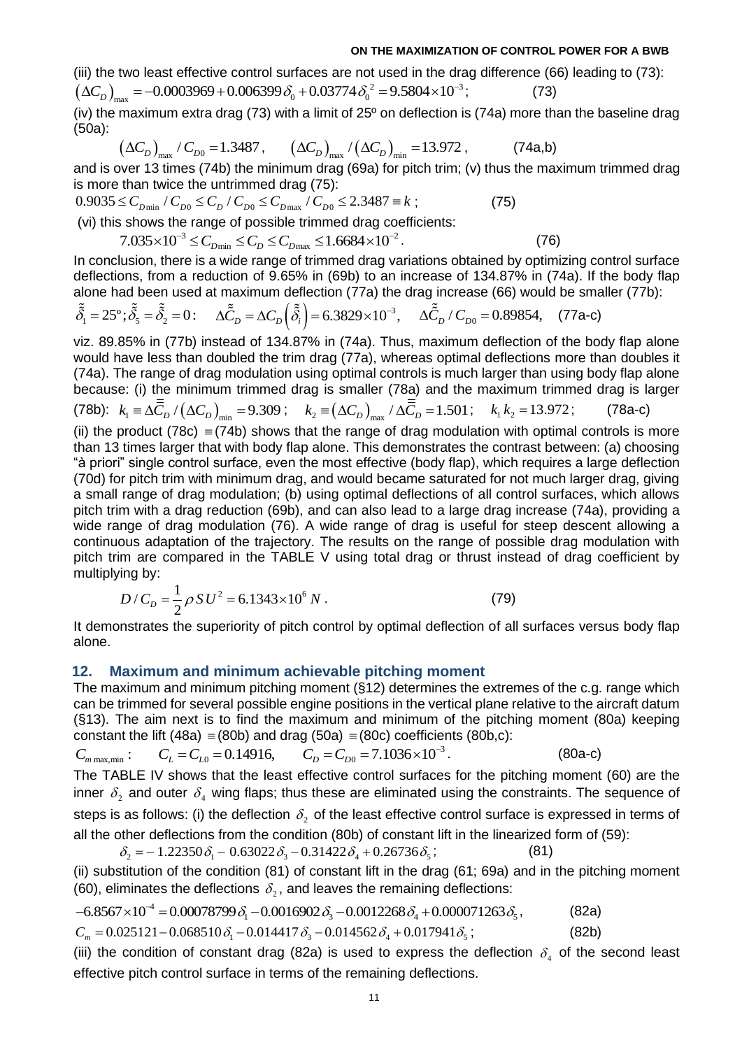(iii) the two least effective control surfaces are not used in the drag difference (66) leading to (73):

$$\left(\Delta C_D\right)_{\max} = -0.0003969 + 0.006399\,\delta_0 + 0.03774\,\delta_0^{\,2} = 9.5804\times10^{-3}; \qquad (73)$$

(iv) the maximum extra drag (73) with a limit of 25º on deflection is (74a) more than the baseline drag (50a):

$$\left(\Delta C_D\right)_{\max} / C_{D0} = 1.3487\,, \qquad \left(\Delta C_D\right)_{\max} / \left(\Delta C_D\right)_{\min} = 13.972\,, \qquad (74a,b)$$

and is over 13 times (74b) the minimum drag (69a) for pitch trim; (v) thus the maximum trimmed drag is more than twice the untrimmed drag (75):

$$0.9035 \le C_{D\min} / C_{D0} \le C_D / C_{D0} \le C_{D\max} / C_{D0} \le 2.3487 \equiv k\,; \qquad (75)$$

(vi) this shows the range of possible trimmed drag coefficients:

$$7.035\times10^{-3} \le C_{D\min} \le C_D \le C_{D\max} \le 1.6684\times10^{-2}\,. \qquad (76)$$

In conclusion, there is a wide range of trimmed drag variations obtained by optimizing control surface deflections, from a reduction of 9.65% in (69b) to an increase of 134.87% in (74a). If the body flap alone had been used at maximum deflection (77a) the drag increase (66) would be smaller (77b):

$$\tilde{\tilde{\delta}}_1 = 25^{\text{o}}; \tilde{\tilde{\delta}}_5 = \tilde{\tilde{\delta}}_2 = 0: \quad \Delta\tilde{\tilde{C}}_D = \Delta C_D\left(\tilde{\tilde{\delta}}_i\right) = 6.3829\times10^{-3}, \quad \Delta\tilde{\tilde{C}}_D / C_{D0} = 0.89854, \quad (77a\text{-}c)$$

viz. 89.85% in (77b) instead of 134.87% in (74a). Thus, maximum deflection of the body flap alone would have less than doubled the trim drag (77a), whereas optimal deflections more than doubles it (74a). The range of drag modulation using optimal controls is much larger than using body flap alone because: (i) the minimum trimmed drag is smaller (78a) and the maximum trimmed drag is larger (78b):

$$k_1 \equiv \Delta\overline{\overline{C}}_D / \left(\Delta C_D\right)_{\min} = 9.309\,; \quad k_2 \equiv \left(\Delta C_D\right)_{\max} / \Delta\overline{\overline{C}}_D = 1.501\,; \quad k_1 k_2 = 13.972\,; \qquad (78a\text{-}c)$$

(ii) the product (78c) $\equiv$ (74b) shows that the range of drag modulation with optimal controls is more than 13 times larger that with body flap alone. This demonstrates the contrast between: (a) choosing "à priori" single control surface, even the most effective (body flap), which requires a large deflection (70d) for pitch trim with minimum drag, and would became saturated for not much larger drag, giving a small range of drag modulation; (b) using optimal deflections of all control surfaces, which allows pitch trim with a drag reduction (69b), and can also lead to a large drag increase (74a), providing a wide range of drag modulation (76). A wide range of drag is useful for steep descent allowing a continuous adaptation of the trajectory. The results on the range of possible drag modulation with pitch trim are compared in the TABLE V using total drag or thrust instead of drag coefficient by multiplying by:

$$D / C_D = \frac{1}{2}\rho S U^2 = 6.1343\times10^6\,N\,. \qquad (79)$$

It demonstrates the superiority of pitch control by optimal deflection of all surfaces versus body flap alone.

## 12. Maximum and minimum achievable pitching moment

The maximum and minimum pitching moment (§12) determines the extremes of the c.g. range which can be trimmed for several possible engine positions in the vertical plane relative to the aircraft datum (§13). The aim next is to find the maximum and minimum of the pitching moment (80a) keeping constant the lift (48a) $\equiv$ (80b) and drag (50a) $\equiv$ (80c) coefficients (80b,c):

$$C_{m\,\max,\min}: \qquad C_L = C_{L0} = 0.14916, \qquad C_D = C_{D0} = 7.1036\times10^{-3}\,. \qquad (80a\text{-}c)$$

The TABLE IV shows that the least effective control surfaces for the pitching moment (60) are the inner $\delta_2$ and outer $\delta_4$ wing flaps; thus these are eliminated using the constraints. The sequence of steps is as follows: (i) the deflection $\delta_2$ of the least effective control surface is expressed in terms of all the other deflections from the condition (80b) of constant lift in the linearized form of (59):

$$\delta_2 = -\,1.22350\,\delta_1 - 0.63022\,\delta_3 - 0.31422\,\delta_4 + 0.26736\,\delta_5\,; \qquad (81)$$

(ii) substitution of the condition (81) of constant lift in the drag (61; 69a) and in the pitching moment (60), eliminates the deflections $\delta_2$, and leaves the remaining deflections:

$$-6.8567\times10^{-4} = 0.00078799\,\delta_1 - 0.0016902\,\delta_3 - 0.0012268\,\delta_4 + 0.000071263\,\delta_5\,, \qquad (82a)$$

$$C_m = 0.025121 - 0.068510\,\delta_1 - 0.014417\,\delta_3 - 0.014562\,\delta_4 + 0.017941\,\delta_5\,; \qquad (82b)$$

(iii) the condition of constant drag (82a) is used to express the deflection $\delta_4$ of the second least effective pitch control surface in terms of the remaining deflections.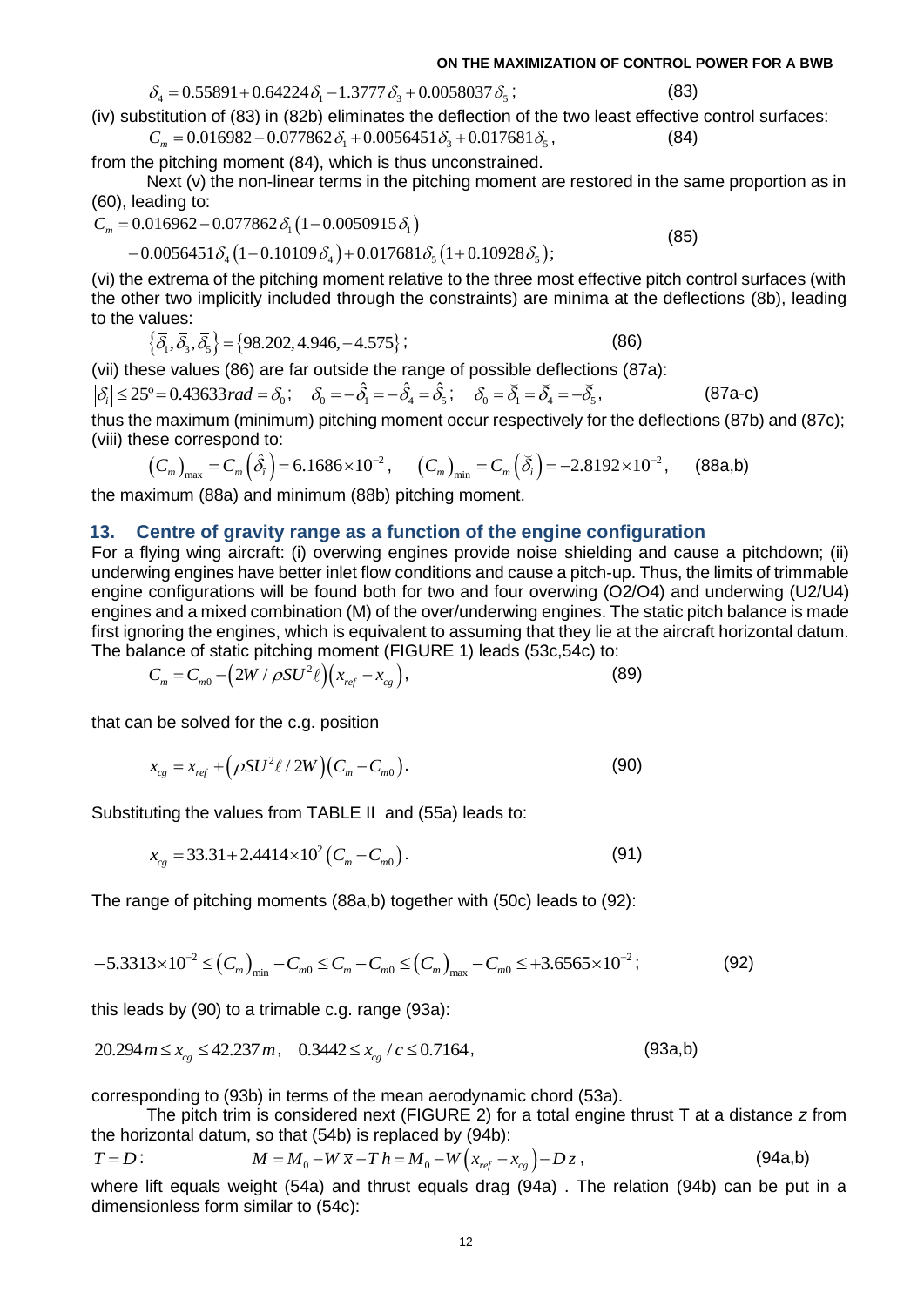$$\delta_4 = 0.55891 + 0.64224\,\delta_1 - 1.3777\,\delta_3 + 0.0058037\,\delta_5\,; \tag{83}$$

(iv) substitution of (83) in (82b) eliminates the deflection of the two least effective control surfaces:

$$C_m = 0.016982 - 0.077862\,\delta_1 + 0.0056451\,\delta_3 + 0.017681\,\delta_5\,, \tag{84}$$

from the pitching moment (84), which is thus unconstrained.

Next (v) the non-linear terms in the pitching moment are restored in the same proportion as in (60), leading to:

$$C_m = 0.016962 - 0.077862\,\delta_1\left(1 - 0.0050915\,\delta_1\right) - 0.0056451\,\delta_4\left(1 - 0.10109\,\delta_4\right) + 0.017681\,\delta_5\left(1 + 0.10928\,\delta_5\right); \tag{85}$$

(vi) the extrema of the pitching moment relative to the three most effective pitch control surfaces (with the other two implicitly included through the constraints) are minima at the deflections (8b), leading to the values:

$$\left\{\bar{\delta}_1, \bar{\delta}_3, \bar{\delta}_5\right\} = \left\{98.202, 4.946, -4.575\right\}; \tag{86}$$

(vii) these values (86) are far outside the range of possible deflections (87a):

$$\left|\delta_i\right| \le 25^{\circ} = 0.43633\,rad = \delta_0; \quad \delta_0 = -\hat{\delta}_1 = -\hat{\delta}_4 = \hat{\delta}_5; \quad \delta_0 = \breve{\delta}_1 = \breve{\delta}_4 = -\breve{\delta}_5, \tag{87a-c}$$

thus the maximum (minimum) pitching moment occur respectively for the deflections (87b) and (87c); (viii) these correspond to:

$$\left(C_m\right)_{\max} = C_m\left(\hat{\delta}_i\right) = 6.1686\times10^{-2}, \qquad \left(C_m\right)_{\min} = C_m\left(\breve{\delta}_i\right) = -2.8192\times10^{-2}, \tag{88a,b}$$

the maximum (88a) and minimum (88b) pitching moment.

## 13. Centre of gravity range as a function of the engine configuration

For a flying wing aircraft: (i) overwing engines provide noise shielding and cause a pitchdown; (ii) underwing engines have better inlet flow conditions and cause a pitch-up. Thus, the limits of trimmable engine configurations will be found both for two and four overwing (O2/O4) and underwing (U2/U4) engines and a mixed combination (M) of the over/underwing engines. The static pitch balance is made first ignoring the engines, which is equivalent to assuming that they lie at the aircraft horizontal datum. The balance of static pitching moment (FIGURE 1) leads (53c,54c) to:

$$C_m = C_{m0} - \left(2W / \rho S U^2 \ell\right)\left(x_{ref} - x_{cg}\right), \tag{89}$$

that can be solved for the c.g. position

$$x_{cg} = x_{ref} + \left(\rho S U^2 \ell / 2W\right)\left(C_m - C_{m0}\right). \tag{90}$$

Substituting the values from TABLE II and (55a) leads to:

$$x_{cg} = 33.31 + 2.4414\times10^2\left(C_m - C_{m0}\right). \tag{91}$$

The range of pitching moments (88a,b) together with (50c) leads to (92):

$$-5.3313\times10^{-2} \le \left(C_m\right)_{\min} - C_{m0} \le C_m - C_{m0} \le \left(C_m\right)_{\max} - C_{m0} \le +3.6565\times10^{-2}; \tag{92}$$

this leads by (90) to a trimable c.g. range (93a):

$$20.294\,m \le x_{cg} \le 42.237\,m, \quad 0.3442 \le x_{cg}/c \le 0.7164, \tag{93a,b}$$

corresponding to (93b) in terms of the mean aerodynamic chord (53a).

The pitch trim is considered next (FIGURE 2) for a total engine thrust T at a distance $z$ from the horizontal datum, so that (54b) is replaced by (94b):

$$T = D: \qquad M = M_0 - W\,\bar{x} - T\,h = M_0 - W\left(x_{ref} - x_{cg}\right) - D\,z\,, \tag{94a,b}$$

where lift equals weight (54a) and thrust equals drag (94a) . The relation (94b) can be put in a dimensionless form similar to (54c):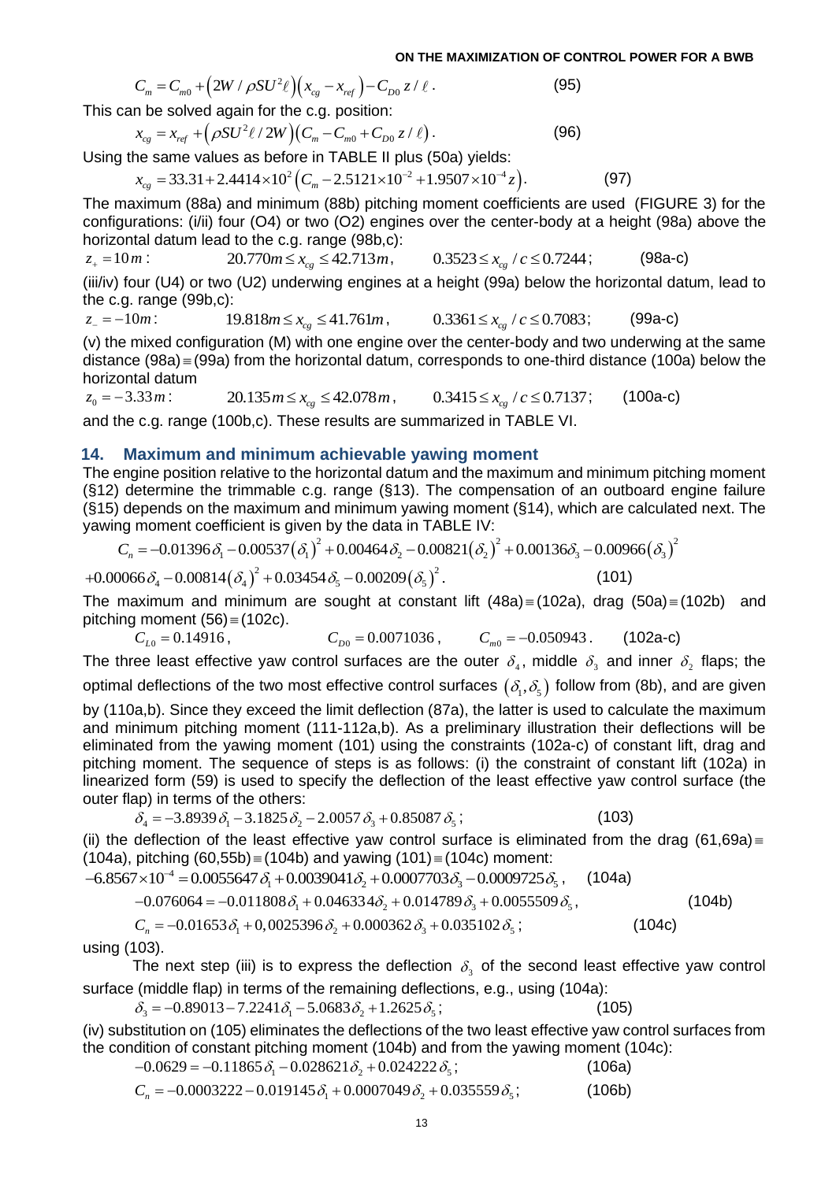$$C_m = C_{m0} + \left(2W / \rho S U^2 \ell\right)\left(x_{cg} - x_{ref}\right) - C_{D0}\, z / \ell . \qquad (95)$$

This can be solved again for the c.g. position:

$$x_{cg} = x_{ref} + \left(\rho S U^2 \ell / 2W\right)\left(C_m - C_{m0} + C_{D0}\, z / \ell\right). \qquad (96)$$

Using the same values as before in TABLE II plus (50a) yields:

$$x_{cg} = 33.31 + 2.4414\times 10^{2}\left(C_m - 2.5121\times 10^{-2} + 1.9507\times 10^{-4} z\right). \qquad (97)$$

The maximum (88a) and minimum (88b) pitching moment coefficients are used (FIGURE 3) for the configurations: (i/ii) four (O4) or two (O2) engines over the center-body at a height (98a) above the horizontal datum lead to the c.g. range (98b,c):

$$z_+ = 10\,m: \qquad 20.770\,m \le x_{cg} \le 42.713\,m, \qquad 0.3523 \le x_{cg}/c \le 0.7244; \qquad (98\text{a-c})$$

(iii/iv) four (U4) or two (U2) underwing engines at a height (99a) below the horizontal datum, lead to the c.g. range (99b,c):

$$z_- = -10\,m: \qquad 19.818\,m \le x_{cg} \le 41.761\,m, \qquad 0.3361 \le x_{cg}/c \le 0.7083; \qquad (99\text{a-c})$$

(v) the mixed configuration (M) with one engine over the center-body and two underwing at the same distance (98a) ≡ (99a) from the horizontal datum, corresponds to one-third distance (100a) below the horizontal datum

$$z_0 = -3.33\,m: \qquad 20.135\,m \le x_{cg} \le 42.078\,m, \qquad 0.3415 \le x_{cg}/c \le 0.7137; \qquad (100\text{a-c})$$

and the c.g. range (100b,c). These results are summarized in TABLE VI.

## 14. Maximum and minimum achievable yawing moment

The engine position relative to the horizontal datum and the maximum and minimum pitching moment (§12) determine the trimmable c.g. range (§13). The compensation of an outboard engine failure (§15) depends on the maximum and minimum yawing moment (§14), which are calculated next. The yawing moment coefficient is given by the data in TABLE IV:

$$C_n = -0.01396\,\delta_1 - 0.00537\left(\delta_1\right)^2 + 0.00464\,\delta_2 - 0.00821\left(\delta_2\right)^2 + 0.00136\,\delta_3 - 0.00966\left(\delta_3\right)^2$$

$$+0.00066\,\delta_4 - 0.00814\left(\delta_4\right)^2 + 0.03454\,\delta_5 - 0.00209\left(\delta_5\right)^2 . \qquad (101)$$

The maximum and minimum are sought at constant lift (48a) ≡ (102a), drag (50a) ≡ (102b) and pitching moment (56) ≡ (102c).

$$C_{L0} = 0.14916, \qquad C_{D0} = 0.0071036, \qquad C_{m0} = -0.050943. \qquad (102\text{a-c})$$

The three least effective yaw control surfaces are the outer $\delta_4$, middle $\delta_3$ and inner $\delta_2$ flaps; the optimal deflections of the two most effective control surfaces $\left(\delta_1, \delta_5\right)$ follow from (8b), and are given by (110a,b). Since they exceed the limit deflection (87a), the latter is used to calculate the maximum and minimum pitching moment (111-112a,b). As a preliminary illustration their deflections will be eliminated from the yawing moment (101) using the constraints (102a-c) of constant lift, drag and pitching moment. The sequence of steps is as follows: (i) the constraint of constant lift (102a) in linearized form (59) is used to specify the deflection of the least effective yaw control surface (the outer flap) in terms of the others:

$$\delta_4 = -3.8939\,\delta_1 - 3.1825\,\delta_2 - 2.0057\,\delta_3 + 0.85087\,\delta_5; \qquad (103)$$

(ii) the deflection of the least effective yaw control surface is eliminated from the drag (61,69a) ≡ (104a), pitching (60,55b) ≡ (104b) and yawing (101) ≡ (104c) moment:

$$-6.8567\times 10^{-4} = 0.0055647\,\delta_1 + 0.0039041\,\delta_2 + 0.0007703\,\delta_3 - 0.0009725\,\delta_5, \qquad (104\text{a})$$

$$-0.076064 = -0.011808\,\delta_1 + 0.046334\,\delta_2 + 0.014789\,\delta_3 + 0.0055509\,\delta_5, \qquad (104\text{b})$$

$$C_n = -0.01653\,\delta_1 + 0{,}0025396\,\delta_2 + 0.000362\,\delta_3 + 0.035102\,\delta_5; \qquad (104\text{c})$$

using (103).

The next step (iii) is to express the deflection $\delta_3$ of the second least effective yaw control surface (middle flap) in terms of the remaining deflections, e.g., using (104a):

$$\delta_3 = -0.89013 - 7.2241\,\delta_1 - 5.0683\,\delta_2 + 1.2625\,\delta_5; \qquad (105)$$

(iv) substitution on (105) eliminates the deflections of the two least effective yaw control surfaces from the condition of constant pitching moment (104b) and from the yawing moment (104c):

$$-0.0629 = -0.11865\,\delta_1 - 0.028621\,\delta_2 + 0.024222\,\delta_5; \qquad (106\text{a})$$

$$C_n = -0.0003222 - 0.019145\,\delta_1 + 0.0007049\,\delta_2 + 0.035559\,\delta_5; \qquad (106\text{b})$$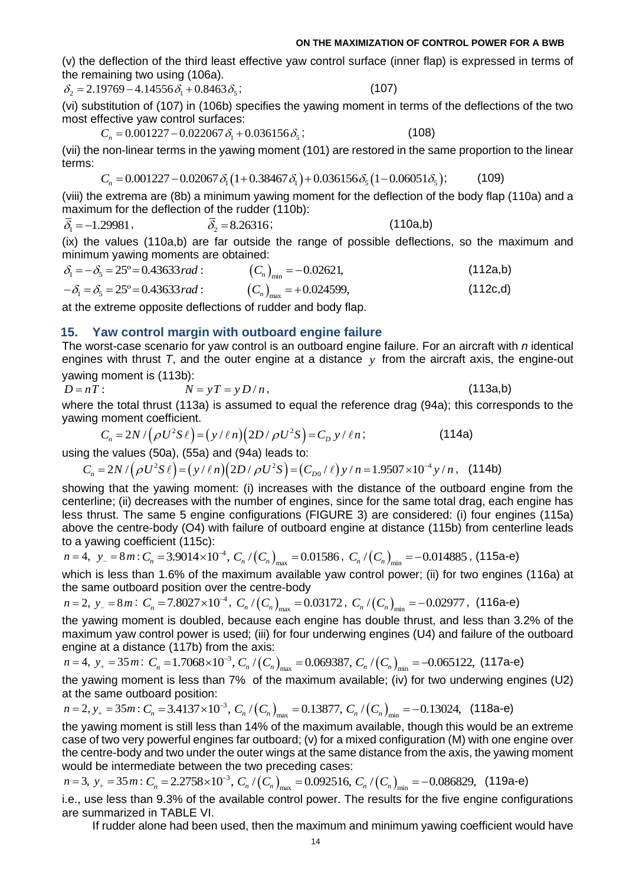(v) the deflection of the third least effective yaw control surface (inner flap) is expressed in terms of the remaining two using (106a).

$$\delta_2 = 2.19769 - 4.14556\,\delta_1 + 0.8463\,\delta_5; \qquad (107)$$

(vi) substitution of (107) in (106b) specifies the yawing moment in terms of the deflections of the two most effective yaw control surfaces:

$$C_n = 0.001227 - 0.022067\,\delta_1 + 0.036156\,\delta_5; \qquad (108)$$

(vii) the non-linear terms in the yawing moment (101) are restored in the same proportion to the linear terms:

$$C_n = 0.001227 - 0.02067\,\delta_1\left(1 + 0.38467\,\delta_1\right) + 0.036156\,\delta_5\left(1 - 0.06051\,\delta_5\right); \qquad (109)$$

(viii) the extrema are (8b) a minimum yawing moment for the deflection of the body flap (110a) and a maximum for the deflection of the rudder (110b):

$$\bar{\delta}_1 = -1.29981, \qquad \bar{\delta}_2 = 8.26316; \qquad (110a,b)$$

(ix) the values (110a,b) are far outside the range of possible deflections, so the maximum and minimum yawing moments are obtained:

$$\delta_1 = -\delta_5 = 25^\circ = 0.43633\,rad: \qquad \left(C_n\right)_{\min} = -0.02621, \qquad (112a,b)$$

$$-\delta_1 = \delta_5 = 25^\circ = 0.43633\,rad: \qquad \left(C_n\right)_{\max} = +0.024599, \qquad (112c,d)$$

at the extreme opposite deflections of rudder and body flap.

## 15. Yaw control margin with outboard engine failure

The worst-case scenario for yaw control is an outboard engine failure. For an aircraft with $n$ identical engines with thrust $T$, and the outer engine at a distance $y$ from the aircraft axis, the engine-out yawing moment is (113b):

$$D = nT: \qquad N = yT = yD/n, \qquad (113a,b)$$

where the total thrust (113a) is assumed to equal the reference drag (94a); this corresponds to the yawing moment coefficient.

$$C_n = 2N/\left(\rho U^2 S \ell\right) = \left(y/\ell n\right)\left(2D/\rho U^2 S\right) = C_D\, y/\ell n; \qquad (114a)$$

using the values (50a), (55a) and (94a) leads to:

$$C_n = 2N/\left(\rho U^2 S \ell\right) = \left(y/\ell n\right)\left(2D/\rho U^2 S\right) = \left(C_{D0}/\ell\right) y/n = 1.9507 \times 10^{-4}\, y/n, \qquad (114b)$$

showing that the yawing moment: (i) increases with the distance of the outboard engine from the centerline; (ii) decreases with the number of engines, since for the same total drag, each engine has less thrust. The same 5 engine configurations (FIGURE 3) are considered: (i) four engines (115a) above the centre-body (O4) with failure of outboard engine at distance (115b) from centerline leads to a yawing coefficient (115c):

$$n = 4,\ y_- = 8m: C_n = 3.9014 \times 10^{-4},\ C_n/\left(C_n\right)_{\max} = 0.01586,\ C_n/\left(C_n\right)_{\min} = -0.014885, \qquad (115a\text{-}e)$$

which is less than 1.6% of the maximum available yaw control power; (ii) for two engines (116a) at the same outboard position over the centre-body

$$n = 2,\ y_- = 8m: C_n = 7.8027 \times 10^{-4},\ C_n/\left(C_n\right)_{\max} = 0.03172,\ C_n/\left(C_n\right)_{\min} = -0.02977, \qquad (116a\text{-}e)$$

the yawing moment is doubled, because each engine has double thrust, and less than 3.2% of the maximum yaw control power is used; (iii) for four underwing engines (U4) and failure of the outboard engine at a distance (117b) from the axis:

$$n = 4,\ y_+ = 35m: C_n = 1.7068 \times 10^{-3},\ C_n/\left(C_n\right)_{\max} = 0.069387,\ C_n/\left(C_n\right)_{\min} = -0.065122, \qquad (117a\text{-}e)$$

the yawing moment is less than 7% of the maximum available; (iv) for two underwing engines (U2) at the same outboard position:

$$n = 2,\ y_+ = 35m: C_n = 3.4137 \times 10^{-3},\ C_n/\left(C_n\right)_{\max} = 0.13877,\ C_n/\left(C_n\right)_{\min} = -0.13024, \qquad (118a\text{-}e)$$

the yawing moment is still less than 14% of the maximum available, though this would be an extreme case of two very powerful engines far outboard; (v) for a mixed configuration (M) with one engine over the centre-body and two under the outer wings at the same distance from the axis, the yawing moment would be intermediate between the two preceding cases:

$$n = 3,\ y_+ = 35m: C_n = 2.2758 \times 10^{-3},\ C_n/\left(C_n\right)_{\max} = 0.092516,\ C_n/\left(C_n\right)_{\min} = -0.086829, \qquad (119a\text{-}e)$$

i.e., use less than 9.3% of the available control power. The results for the five engine configurations are summarized in TABLE VI.

If rudder alone had been used, then the maximum and minimum yawing coefficient would have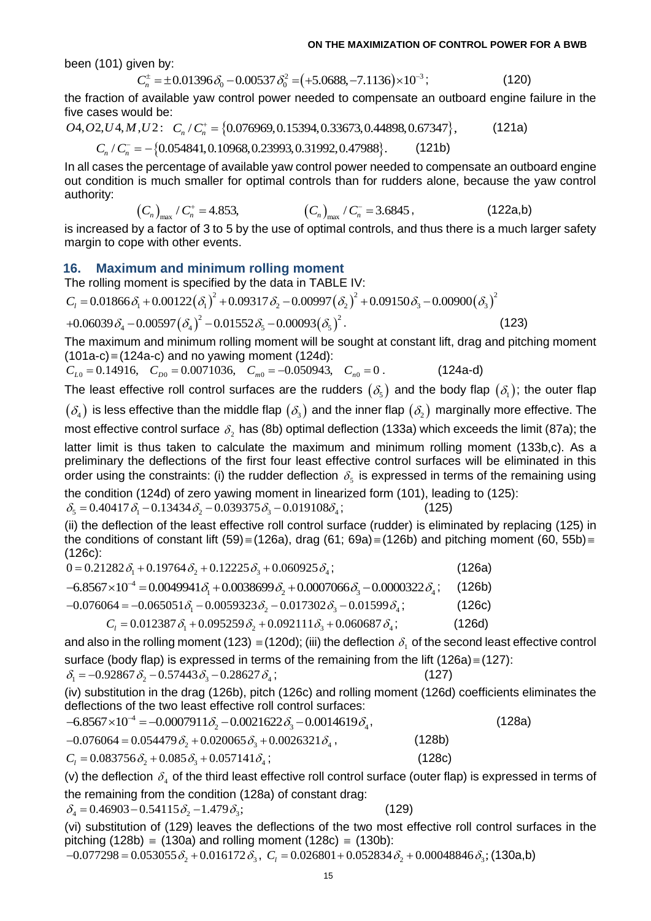been (101) given by:

$$C_n^{\pm} = \pm 0.01396\,\delta_0 - 0.00537\,\delta_0^2 = \left(+5.0688, -7.1136\right)\times 10^{-3}; \tag{120}$$

the fraction of available yaw control power needed to compensate an outboard engine failure in the five cases would be:

$$O4, O2, U4, M, U2: \quad C_n / C_n^{+} = \left\{0.076969, 0.15394, 0.33673, 0.44898, 0.67347\right\}, \tag{121a}$$

$$C_n / C_n^{-} = -\left\{0.054841, 0.10968, 0.23993, 0.31992, 0.47988\right\}. \tag{121b}$$

In all cases the percentage of available yaw control power needed to compensate an outboard engine out condition is much smaller for optimal controls than for rudders alone, because the yaw control authority:

$$\left(C_n\right)_{\max} / C_n^{+} = 4.853, \qquad \left(C_n\right)_{\max} / C_n^{-} = 3.6845, \tag{122a,b}$$

is increased by a factor of 3 to 5 by the use of optimal controls, and thus there is a much larger safety margin to cope with other events.

## 16. Maximum and minimum rolling moment

The rolling moment is specified by the data in TABLE IV:

$$C_l = 0.01866\,\delta_1 + 0.00122\left(\delta_1\right)^2 + 0.09317\,\delta_2 - 0.00997\left(\delta_2\right)^2 + 0.09150\,\delta_3 - 0.00900\left(\delta_3\right)^2$$

$$+0.06039\,\delta_4 - 0.00597\left(\delta_4\right)^2 - 0.01552\,\delta_5 - 0.00093\left(\delta_5\right)^2. \tag{123}$$

The maximum and minimum rolling moment will be sought at constant lift, drag and pitching moment (101a-c) ≡ (124a-c) and no yawing moment (124d):

$$C_{L0} = 0.14916, \quad C_{D0} = 0.0071036, \quad C_{m0} = -0.050943, \quad C_{n0} = 0. \tag{124a-d}$$

The least effective roll control surfaces are the rudders $(\delta_5)$ and the body flap $(\delta_1)$; the outer flap $(\delta_4)$ is less effective than the middle flap $(\delta_3)$ and the inner flap $(\delta_2)$ marginally more effective. The most effective control surface $\delta_2$ has (8b) optimal deflection (133a) which exceeds the limit (87a); the latter limit is thus taken to calculate the maximum and minimum rolling moment (133b,c). As a preliminary the deflections of the first four least effective control surfaces will be eliminated in this order using the constraints: (i) the rudder deflection $\delta_5$ is expressed in terms of the remaining using the condition (124d) of zero yawing moment in linearized form (101), leading to (125):

$$\delta_5 = 0.40417\,\delta_1 - 0.13434\,\delta_2 - 0.039375\,\delta_3 - 0.019108\,\delta_4; \tag{125}$$

(ii) the deflection of the least effective roll control surface (rudder) is eliminated by replacing (125) in the conditions of constant lift (59) ≡ (126a), drag (61; 69a) ≡ (126b) and pitching moment (60, 55b) ≡ (126c):

$$0 = 0.21282\,\delta_1 + 0.19764\,\delta_2 + 0.12225\,\delta_3 + 0.060925\,\delta_4; \tag{126a}$$

$$-6.8567\times 10^{-4} = 0.0049941\,\delta_1 + 0.0038699\,\delta_2 + 0.0007066\,\delta_3 - 0.0000322\,\delta_4; \tag{126b}$$

$$-0.076064 = -0.065051\,\delta_1 - 0.0059323\,\delta_2 - 0.017302\,\delta_3 - 0.01599\,\delta_4; \tag{126c}$$

$$C_l = 0.012387\,\delta_1 + 0.095259\,\delta_2 + 0.092111\,\delta_3 + 0.060687\,\delta_4; \tag{126d}$$

and also in the rolling moment (123) ≡ (120d); (iii) the deflection $\delta_1$ of the second least effective control surface (body flap) is expressed in terms of the remaining from the lift (126a) ≡ (127):

$$\delta_1 = -0.92867\,\delta_2 - 0.57443\,\delta_3 - 0.28627\,\delta_4; \tag{127}$$

(iv) substitution in the drag (126b), pitch (126c) and rolling moment (126d) coefficients eliminates the deflections of the two least effective roll control surfaces:

$$-6.8567\times 10^{-4} = -0.0007911\,\delta_2 - 0.0021622\,\delta_3 - 0.0014619\,\delta_4, \tag{128a}$$

$$-0.076064 = 0.054479\,\delta_2 + 0.020065\,\delta_3 + 0.0026321\,\delta_4, \tag{128b}$$

$$C_l = 0.083756\,\delta_2 + 0.085\,\delta_3 + 0.057141\,\delta_4; \tag{128c}$$

(v) the deflection $\delta_4$ of the third least effective roll control surface (outer flap) is expressed in terms of the remaining from the condition (128a) of constant drag:

$$\delta_4 = 0.46903 - 0.54115\,\delta_2 - 1.479\,\delta_3; \tag{129}$$

(vi) substitution of (129) leaves the deflections of the two most effective roll control surfaces in the pitching (128b) ≡ (130a) and rolling moment (128c) ≡ (130b):

$$-0.077298 = 0.053055\,\delta_2 + 0.016172\,\delta_3, \quad C_l = 0.026801 + 0.052834\,\delta_2 + 0.00048846\,\delta_3; \tag{130a,b}$$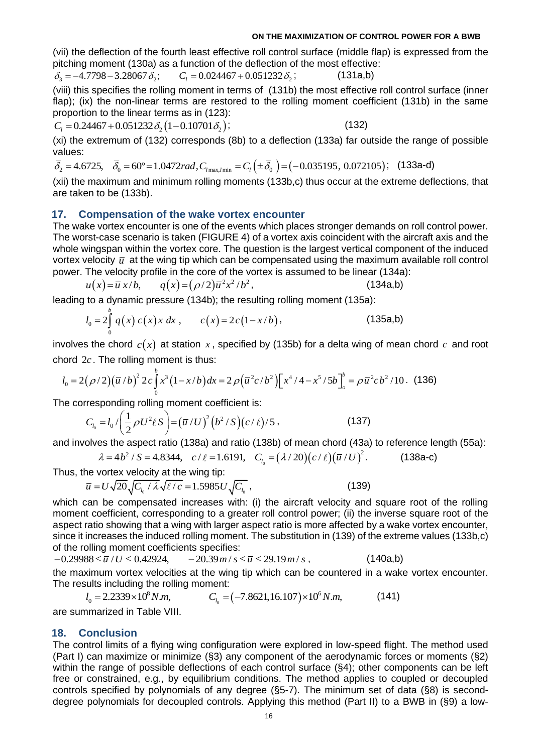(vii) the deflection of the fourth least effective roll control surface (middle flap) is expressed from the pitching moment (130a) as a function of the deflection of the most effective:

$$\delta_3 = -4.7798 - 3.28067\,\delta_2; \qquad C_l = 0.024467 + 0.051232\,\delta_2; \qquad \text{(131a,b)}$$

(viii) this specifies the rolling moment in terms of (131b) the most effective roll control surface (inner flap); (ix) the non-linear terms are restored to the rolling moment coefficient (131b) in the same proportion to the linear terms as in (123):

$$C_l = 0.24467 + 0.051232\,\delta_2\left(1 - 0.10701\,\delta_2\right); \qquad \text{(132)}$$

(xi) the extremum of (132) corresponds (8b) to a deflection (133a) far outside the range of possible values:

$$\bar{\delta}_2 = 4.6725, \quad \bar{\delta}_0 = 60^{\circ} = 1.0472\,rad, C_{l\max,l\min} = C_l\left(\pm\bar{\delta}_0\right) = \left(-0.035195,\ 0.072105\right); \quad \text{(133a-d)}$$

(xii) the maximum and minimum rolling moments (133b,c) thus occur at the extreme deflections, that are taken to be (133b).

## 17. Compensation of the wake vortex encounter

The wake vortex encounter is one of the events which places stronger demands on roll control power. The worst-case scenario is taken (FIGURE 4) of a vortex axis coincident with the aircraft axis and the whole wingspan within the vortex core. The question is the largest vertical component of the induced vortex velocity $\bar{u}$ at the wing tip which can be compensated using the maximum available roll control power. The velocity profile in the core of the vortex is assumed to be linear (134a):

$$u(x) = \bar{u}\,x/b, \qquad q(x) = (\rho/2)\bar{u}^2 x^2/b^2, \qquad \text{(134a,b)}$$

leading to a dynamic pressure (134b); the resulting rolling moment (135a):

$$l_0 = 2\int_0^b q(x)\,c(x)\,x\,dx\,, \qquad c(x) = 2c\left(1 - x/b\right), \qquad \text{(135a,b)}$$

involves the chord $c(x)$ at station $x$, specified by (135b) for a delta wing of mean chord $c$ and root chord $2c$. The rolling moment is thus:

$$l_0 = 2(\rho/2)(\bar{u}/b)^2\,2c\int_0^b x^3\left(1 - x/b\right)dx = 2\rho\left(\bar{u}^2 c/b^2\right)\left[x^4/4 - x^5/5b\right]_o^b = \rho\bar{u}^2 c b^2/10\,. \quad \text{(136)}$$

The corresponding rolling moment coefficient is:

$$C_{l_0} = l_0/\left(\frac{1}{2}\rho U^2 \ell S\right) = \left(\bar{u}/U\right)^2\left(b^2/S\right)\left(c/\ell\right)/5\,, \qquad \text{(137)}$$

and involves the aspect ratio (138a) and ratio (138b) of mean chord (43a) to reference length (55a):

$$\lambda = 4b^2/S = 4.8344, \quad c/\ell = 1.6191, \quad C_{l_0} = \left(\lambda/20\right)\left(c/\ell\right)\left(\bar{u}/U\right)^2. \qquad \text{(138a-c)}$$

Thus, the vortex velocity at the wing tip:

$$\bar{u} = U\sqrt{20}\sqrt{C_{l_0}/\lambda}\sqrt{\ell/c} = 1.5985\,U\sqrt{C_{l_0}}\,, \qquad \text{(139)}$$

which can be compensated increases with: (i) the aircraft velocity and square root of the rolling moment coefficient, corresponding to a greater roll control power; (ii) the inverse square root of the aspect ratio showing that a wing with larger aspect ratio is more affected by a wake vortex encounter, since it increases the induced rolling moment. The substitution in (139) of the extreme values (133b,c) of the rolling moment coefficients specifies:

$$-0.29988 \le \bar{u}/U \le 0.42924, \qquad -20.39\,m/s \le \bar{u} \le 29.19\,m/s\,, \qquad \text{(140a,b)}$$

the maximum vortex velocities at the wing tip which can be countered in a wake vortex encounter. The results including the rolling moment:

$$l_0 = 2.2339\times10^8\,N.m, \qquad C_{l_0} = \left(-7.8621, 16.107\right)\times10^6\,N.m, \qquad \text{(141)}$$

are summarized in Table VIII.

## 18. Conclusion

The control limits of a flying wing configuration were explored in low-speed flight. The method used (Part I) can maximize or minimize (§3) any component of the aerodynamic forces or moments (§2) within the range of possible deflections of each control surface (§4); other components can be left free or constrained, e.g., by equilibrium conditions. The method applies to coupled or decoupled controls specified by polynomials of any degree (§5-7). The minimum set of data (§8) is second-degree polynomials for decoupled controls. Applying this method (Part II) to a BWB in (§9) a low-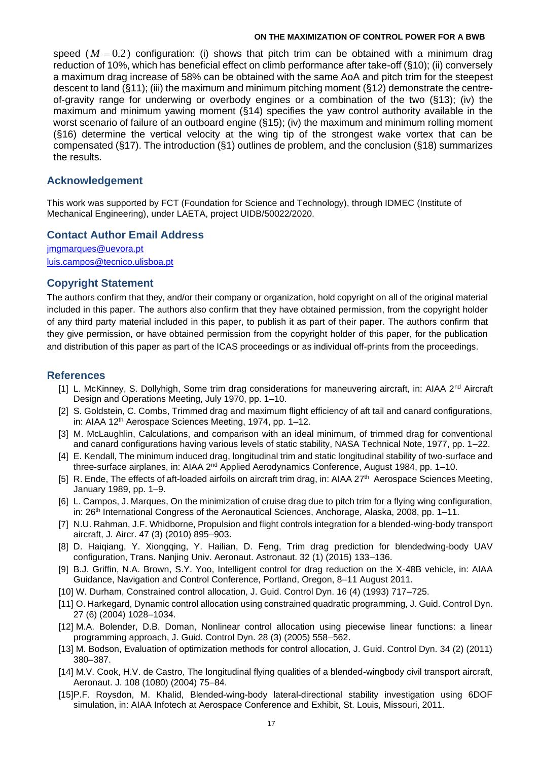speed ( $M = 0.2$ ) configuration: (i) shows that pitch trim can be obtained with a minimum drag reduction of 10%, which has beneficial effect on climb performance after take-off (§10); (ii) conversely a maximum drag increase of 58% can be obtained with the same AoA and pitch trim for the steepest descent to land (§11); (iii) the maximum and minimum pitching moment (§12) demonstrate the centre-of-gravity range for underwing or overbody engines or a combination of the two (§13); (iv) the maximum and minimum yawing moment (§14) specifies the yaw control authority available in the worst scenario of failure of an outboard engine (§15); (iv) the maximum and minimum rolling moment (§16) determine the vertical velocity at the wing tip of the strongest wake vortex that can be compensated (§17). The introduction (§1) outlines de problem, and the conclusion (§18) summarizes the results.

## Acknowledgement

This work was supported by FCT (Foundation for Science and Technology), through IDMEC (Institute of Mechanical Engineering), under LAETA, project UIDB/50022/2020.

## Contact Author Email Address

jmgmarques@uevora.pt
luis.campos@tecnico.ulisboa.pt

## Copyright Statement

The authors confirm that they, and/or their company or organization, hold copyright on all of the original material included in this paper. The authors also confirm that they have obtained permission, from the copyright holder of any third party material included in this paper, to publish it as part of their paper. The authors confirm that they give permission, or have obtained permission from the copyright holder of this paper, for the publication and distribution of this paper as part of the ICAS proceedings or as individual off-prints from the proceedings.

## References

[1] L. McKinney, S. Dollyhigh, Some trim drag considerations for maneuvering aircraft, in: AIAA 2nd Aircraft Design and Operations Meeting, July 1970, pp. 1–10.

[2] S. Goldstein, C. Combs, Trimmed drag and maximum flight efficiency of aft tail and canard configurations, in: AIAA 12th Aerospace Sciences Meeting, 1974, pp. 1–12.

[3] M. McLaughlin, Calculations, and comparison with an ideal minimum, of trimmed drag for conventional and canard configurations having various levels of static stability, NASA Technical Note, 1977, pp. 1–22.

[4] E. Kendall, The minimum induced drag, longitudinal trim and static longitudinal stability of two-surface and three-surface airplanes, in: AIAA 2nd Applied Aerodynamics Conference, August 1984, pp. 1–10.

[5] R. Ende, The effects of aft-loaded airfoils on aircraft trim drag, in: AIAA 27th Aerospace Sciences Meeting, January 1989, pp. 1–9.

[6] L. Campos, J. Marques, On the minimization of cruise drag due to pitch trim for a flying wing configuration, in: 26th International Congress of the Aeronautical Sciences, Anchorage, Alaska, 2008, pp. 1–11.

[7] N.U. Rahman, J.F. Whidborne, Propulsion and flight controls integration for a blended-wing-body transport aircraft, J. Aircr. 47 (3) (2010) 895–903.

[8] D. Haiqiang, Y. Xiongqing, Y. Hailian, D. Feng, Trim drag prediction for blendedwing-body UAV configuration, Trans. Nanjing Univ. Aeronaut. Astronaut. 32 (1) (2015) 133–136.

[9] B.J. Griffin, N.A. Brown, S.Y. Yoo, Intelligent control for drag reduction on the X-48B vehicle, in: AIAA Guidance, Navigation and Control Conference, Portland, Oregon, 8–11 August 2011.

[10] W. Durham, Constrained control allocation, J. Guid. Control Dyn. 16 (4) (1993) 717–725.

[11] O. Harkegard, Dynamic control allocation using constrained quadratic programming, J. Guid. Control Dyn. 27 (6) (2004) 1028–1034.

[12] M.A. Bolender, D.B. Doman, Nonlinear control allocation using piecewise linear functions: a linear programming approach, J. Guid. Control Dyn. 28 (3) (2005) 558–562.

[13] M. Bodson, Evaluation of optimization methods for control allocation, J. Guid. Control Dyn. 34 (2) (2011) 380–387.

[14] M.V. Cook, H.V. de Castro, The longitudinal flying qualities of a blended-wingbody civil transport aircraft, Aeronaut. J. 108 (1080) (2004) 75–84.

[15] P.F. Roysdon, M. Khalid, Blended-wing-body lateral-directional stability investigation using 6DOF simulation, in: AIAA Infotech at Aerospace Conference and Exhibit, St. Louis, Missouri, 2011.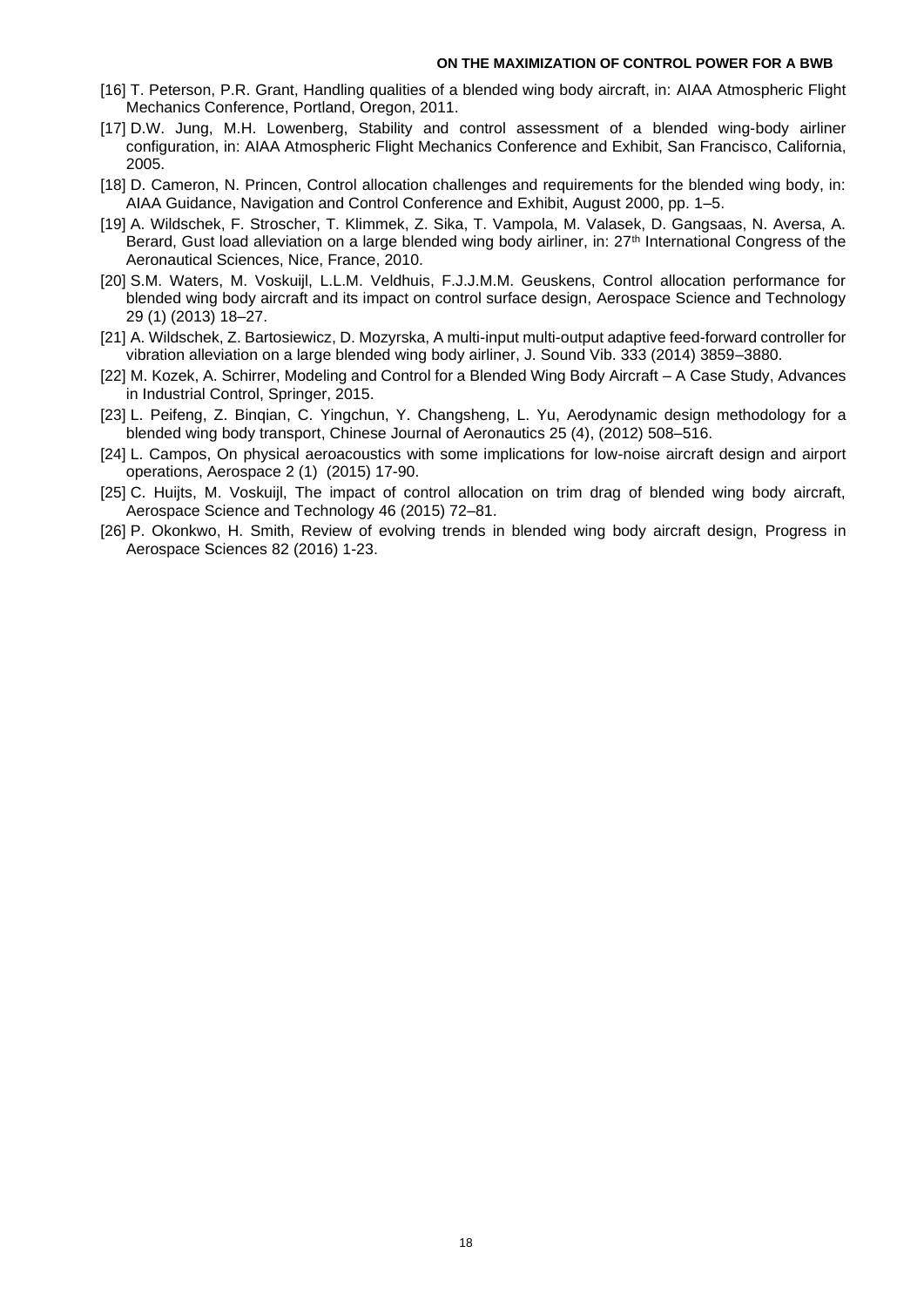[16] T. Peterson, P.R. Grant, Handling qualities of a blended wing body aircraft, in: AIAA Atmospheric Flight Mechanics Conference, Portland, Oregon, 2011.

[17] D.W. Jung, M.H. Lowenberg, Stability and control assessment of a blended wing-body airliner configuration, in: AIAA Atmospheric Flight Mechanics Conference and Exhibit, San Francisco, California, 2005.

[18] D. Cameron, N. Princen, Control allocation challenges and requirements for the blended wing body, in: AIAA Guidance, Navigation and Control Conference and Exhibit, August 2000, pp. 1–5.

[19] A. Wildschek, F. Stroscher, T. Klimmek, Z. Sika, T. Vampola, M. Valasek, D. Gangsaas, N. Aversa, A. Berard, Gust load alleviation on a large blended wing body airliner, in: 27th International Congress of the Aeronautical Sciences, Nice, France, 2010.

[20] S.M. Waters, M. Voskuijl, L.L.M. Veldhuis, F.J.J.M.M. Geuskens, Control allocation performance for blended wing body aircraft and its impact on control surface design, Aerospace Science and Technology 29 (1) (2013) 18–27.

[21] A. Wildschek, Z. Bartosiewicz, D. Mozyrska, A multi-input multi-output adaptive feed-forward controller for vibration alleviation on a large blended wing body airliner, J. Sound Vib. 333 (2014) 3859–3880.

[22] M. Kozek, A. Schirrer, Modeling and Control for a Blended Wing Body Aircraft – A Case Study, Advances in Industrial Control, Springer, 2015.

[23] L. Peifeng, Z. Binqian, C. Yingchun, Y. Changsheng, L. Yu, Aerodynamic design methodology for a blended wing body transport, Chinese Journal of Aeronautics 25 (4), (2012) 508–516.

[24] L. Campos, On physical aeroacoustics with some implications for low-noise aircraft design and airport operations, Aerospace 2 (1) (2015) 17-90.

[25] C. Huijts, M. Voskuijl, The impact of control allocation on trim drag of blended wing body aircraft, Aerospace Science and Technology 46 (2015) 72–81.

[26] P. Okonkwo, H. Smith, Review of evolving trends in blended wing body aircraft design, Progress in Aerospace Sciences 82 (2016) 1-23.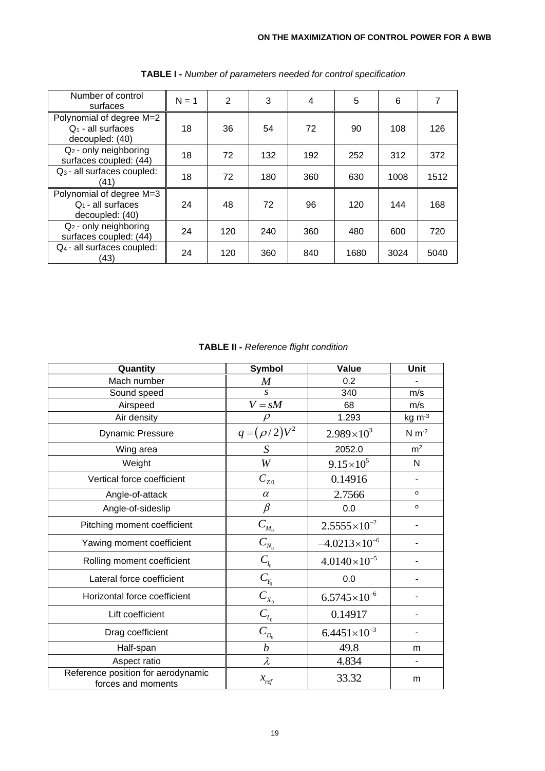**TABLE I -** *Number of parameters needed for control specification*

| Number of control surfaces | N = 1 | 2 | 3 | 4 | 5 | 6 | 7 |
|---|---|---|---|---|---|---|---|
| Polynomial of degree M=2 $Q_1$ - all surfaces decoupled: (40) | 18 | 36 | 54 | 72 | 90 | 108 | 126 |
| $Q_2$ - only neighboring surfaces coupled: (44) | 18 | 72 | 132 | 192 | 252 | 312 | 372 |
| $Q_3$ - all surfaces coupled: (41) | 18 | 72 | 180 | 360 | 630 | 1008 | 1512 |
| Polynomial of degree M=3 $Q_1$ - all surfaces decoupled: (40) | 24 | 48 | 72 | 96 | 120 | 144 | 168 |
| $Q_2$ - only neighboring surfaces coupled: (44) | 24 | 120 | 240 | 360 | 480 | 600 | 720 |
| $Q_4$ - all surfaces coupled: (43) | 24 | 120 | 360 | 840 | 1680 | 3024 | 5040 |

**TABLE II -** *Reference flight condition*

| Quantity | Symbol | Value | Unit |
|---|---|---|---|
| Mach number | $M$ | 0.2 | - |
| Sound speed | $s$ | 340 | m/s |
| Airspeed | $V = sM$ | 68 | m/s |
| Air density | $\rho$ | 1.293 | kg m$^{-3}$ |
| Dynamic Pressure | $q = (\rho/2)V^2$ | $2.989\times10^{3}$ | N m$^{-2}$ |
| Wing area | $S$ | 2052.0 | m$^2$ |
| Weight | $W$ | $9.15\times10^{5}$ | N |
| Vertical force coefficient | $C_{Z0}$ | 0.14916 | - |
| Angle-of-attack | $\alpha$ | 2.7566 | º |
| Angle-of-sideslip | $\beta$ | 0.0 | º |
| Pitching moment coefficient | $C_{M_0}$ | $2.5555\times10^{-2}$ | - |
| Yawing moment coefficient | $C_{N_0}$ | $-4.0213\times10^{-6}$ | - |
| Rolling moment coefficient | $C_{l_0}$ | $4.0140\times10^{-5}$ | - |
| Lateral force coefficient | $C_{Y_0}$ | 0.0 | - |
| Horizontal force coefficient | $C_{X_0}$ | $6.5745\times10^{-6}$ | - |
| Lift coefficient | $C_{L_0}$ | 0.14917 | - |
| Drag coefficient | $C_{D_0}$ | $6.4451\times10^{-3}$ | - |
| Half-span | $b$ | 49.8 | m |
| Aspect ratio | $\lambda$ | 4.834 | - |
| Reference position for aerodynamic forces and moments | $x_{ref}$ | 33.32 | m |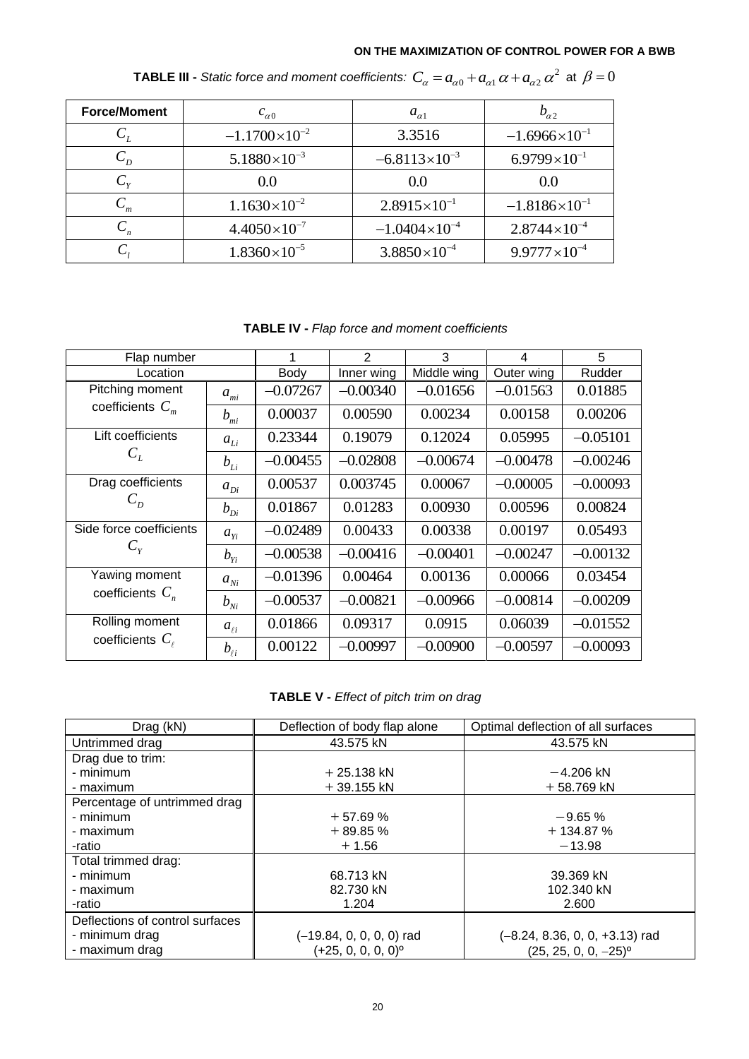**TABLE III -** *Static force and moment coefficients:* $C_\alpha = a_{\alpha 0} + a_{\alpha 1}\,\alpha + a_{\alpha 2}\,\alpha^2$ at $\beta = 0$

| Force/Moment | $c_{\alpha 0}$ | $a_{\alpha 1}$ | $b_{\alpha 2}$ |
|---|---|---|---|
| $C_L$ | $-1.1700\times10^{-2}$ | 3.3516 | $-1.6966\times10^{-1}$ |
| $C_D$ | $5.1880\times10^{-3}$ | $-6.8113\times10^{-3}$ | $6.9799\times10^{-1}$ |
| $C_Y$ | 0.0 | 0.0 | 0.0 |
| $C_m$ | $1.1630\times10^{-2}$ | $2.8915\times10^{-1}$ | $-1.8186\times10^{-1}$ |
| $C_n$ | $4.4050\times10^{-7}$ | $-1.0404\times10^{-4}$ | $2.8744\times10^{-4}$ |
| $C_l$ | $1.8360\times10^{-5}$ | $3.8850\times10^{-4}$ | $9.9777\times10^{-4}$ |

**TABLE IV -** *Flap force and moment coefficients*

| Flap number | | 1 | 2 | 3 | 4 | 5 |
|---|---|---|---|---|---|---|
| Location | | Body | Inner wing | Middle wing | Outer wing | Rudder |
| Pitching moment coefficients $C_m$ | $a_{mi}$ | −0.07267 | −0.00340 | −0.01656 | −0.01563 | 0.01885 |
| | $b_{mi}$ | 0.00037 | 0.00590 | 0.00234 | 0.00158 | 0.00206 |
| Lift coefficients $C_L$ | $a_{Li}$ | 0.23344 | 0.19079 | 0.12024 | 0.05995 | −0.05101 |
| | $b_{Li}$ | −0.00455 | −0.02808 | −0.00674 | −0.00478 | −0.00246 |
| Drag coefficients $C_D$ | $a_{Di}$ | 0.00537 | 0.003745 | 0.00067 | −0.00005 | −0.00093 |
| | $b_{Di}$ | 0.01867 | 0.01283 | 0.00930 | 0.00596 | 0.00824 |
| Side force coefficients $C_Y$ | $a_{Yi}$ | −0.02489 | 0.00433 | 0.00338 | 0.00197 | 0.05493 |
| | $b_{Yi}$ | −0.00538 | −0.00416 | −0.00401 | −0.00247 | −0.00132 |
| Yawing moment coefficients $C_n$ | $a_{Ni}$ | −0.01396 | 0.00464 | 0.00136 | 0.00066 | 0.03454 |
| | $b_{Ni}$ | −0.00537 | −0.00821 | −0.00966 | −0.00814 | −0.00209 |
| Rolling moment coefficients $C_\ell$ | $a_{\ell i}$ | 0.01866 | 0.09317 | 0.0915 | 0.06039 | −0.01552 |
| | $b_{\ell i}$ | 0.00122 | −0.00997 | −0.00900 | −0.00597 | −0.00093 |

**TABLE V -** *Effect of pitch trim on drag*

| Drag (kN) | Deflection of body flap alone | Optimal deflection of all surfaces |
|---|---|---|
| Untrimmed drag | 43.575 kN | 43.575 kN |
| Drag due to trim: | | |
| - minimum | + 25.138 kN | −4.206 kN |
| - maximum | + 39.155 kN | + 58.769 kN |
| Percentage of untrimmed drag | | |
| - minimum | + 57.69 % | −9.65 % |
| - maximum | + 89.85 % | + 134.87 % |
| -ratio | + 1.56 | −13.98 |
| Total trimmed drag: | | |
| - minimum | 68.713 kN | 39.369 kN |
| - maximum | 82.730 kN | 102.340 kN |
| -ratio | 1.204 | 2.600 |
| Deflections of control surfaces | | |
| - minimum drag | (−19.84, 0, 0, 0, 0) rad | (−8.24, 8.36, 0, 0, +3.13) rad |
| - maximum drag | (+25, 0, 0, 0, 0)º | (25, 25, 0, 0, −25)º |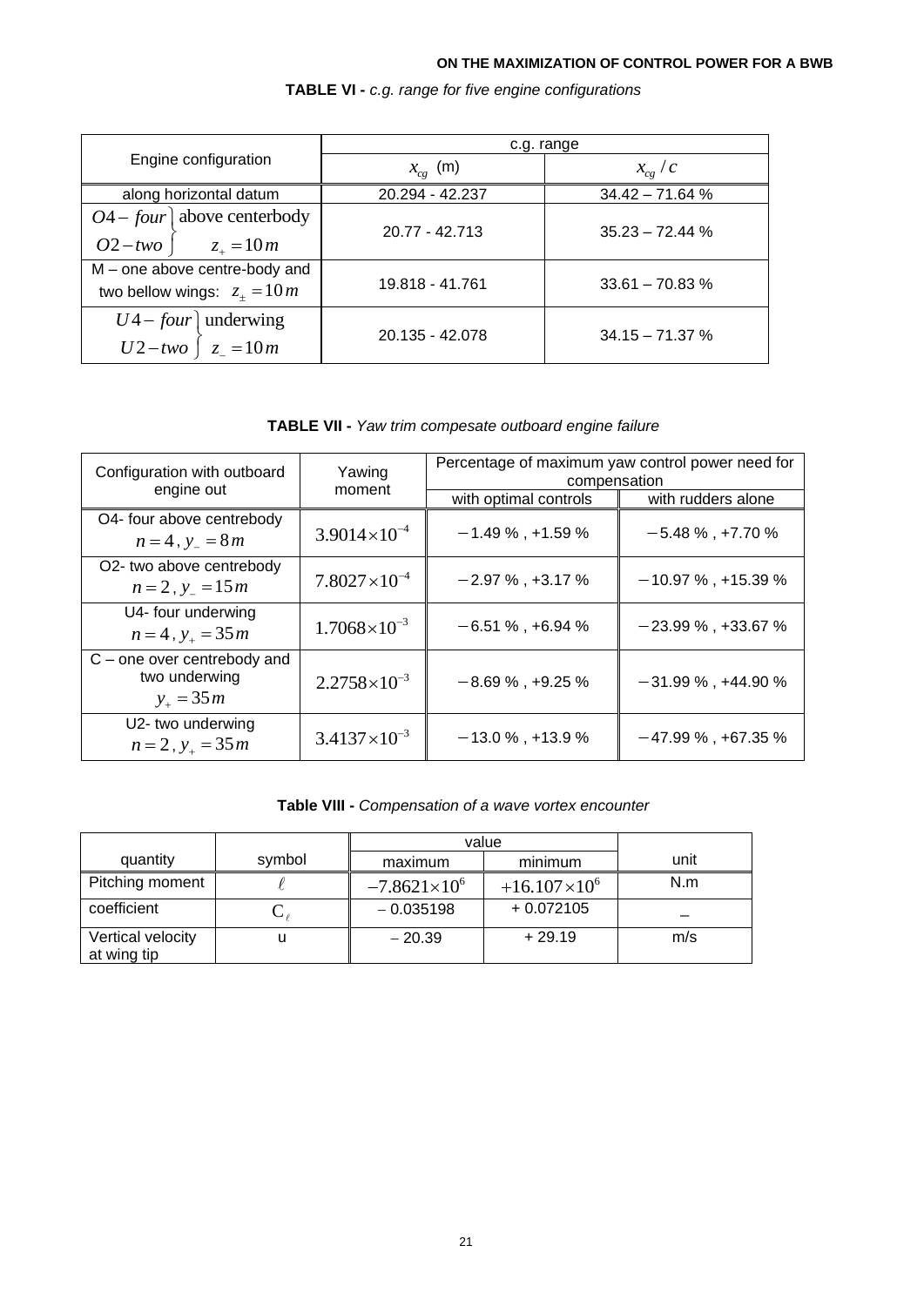**TABLE VI -** *c.g. range for five engine configurations*

| Engine configuration | c.g. range | |
|---|---|---|
| | $x_{cg}$ (m) | $x_{cg}/c$ |
| along horizontal datum | 20.294 - 42.237 | 34.42 – 71.64 % |
| $O4-four$ } above centerbody $O2-two$ } $z_+ = 10\,m$ | 20.77 - 42.713 | 35.23 – 72.44 % |
| M – one above centre-body and two bellow wings: $z_\pm = 10\,m$ | 19.818 - 41.761 | 33.61 – 70.83 % |
| $U4-four$ } underwing $U2-two$ } $z_- = 10\,m$ | 20.135 - 42.078 | 34.15 – 71.37 % |

**TABLE VII -** *Yaw trim compesate outboard engine failure*

| Configuration with outboard engine out | Yawing moment | Percentage of maximum yaw control power need for compensation | |
|---|---|---|---|
| | | with optimal controls | with rudders alone |
| O4- four above centrebody $n=4,\, y_- = 8\,m$ | $3.9014\times10^{-4}$ | −1.49 % , +1.59 % | −5.48 % , +7.70 % |
| O2- two above centrebody $n=2,\, y_- = 15\,m$ | $7.8027\times10^{-4}$ | −2.97 % , +3.17 % | −10.97 % , +15.39 % |
| U4- four underwing $n=4,\, y_+ = 35\,m$ | $1.7068\times10^{-3}$ | −6.51 % , +6.94 % | −23.99 % , +33.67 % |
| C – one over centrebody and two underwing $y_+ = 35\,m$ | $2.2758\times10^{-3}$ | −8.69 % , +9.25 % | −31.99 % , +44.90 % |
| U2- two underwing $n=2,\, y_+ = 35\,m$ | $3.4137\times10^{-3}$ | −13.0 % , +13.9 % | −47.99 % , +67.35 % |

**Table VIII -** *Compensation of a wave vortex encounter*

| quantity | symbol | value | | unit |
|---|---|---|---|---|
| | | maximum | minimum | |
| Pitching moment | $\ell$ | $-7.8621\times10^{6}$ | $+16.107\times10^{6}$ | N.m |
| coefficient | $C_\ell$ | − 0.035198 | + 0.072105 | – |
| Vertical velocity at wing tip | u | − 20.39 | + 29.19 | m/s |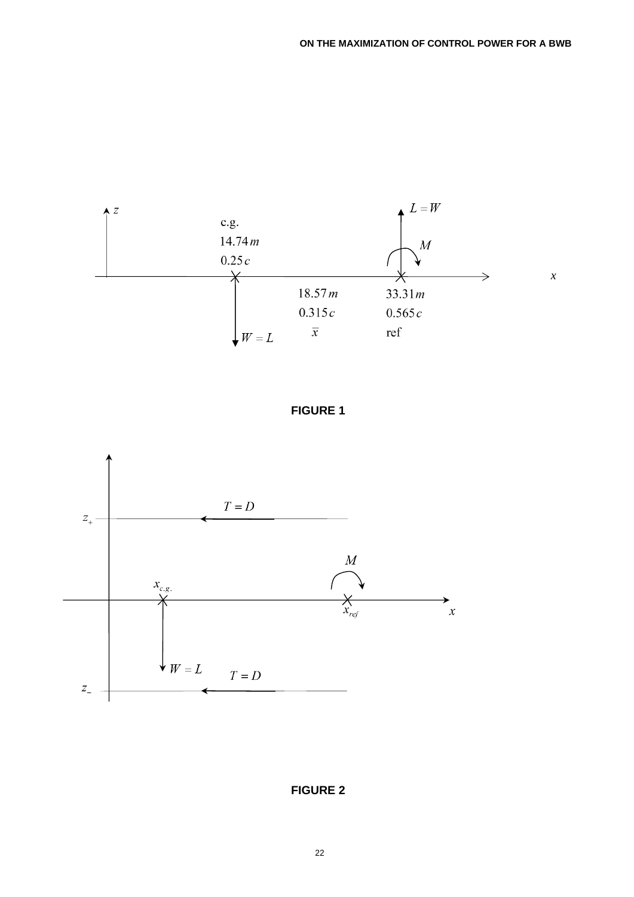FIGURE 1

FIGURE 2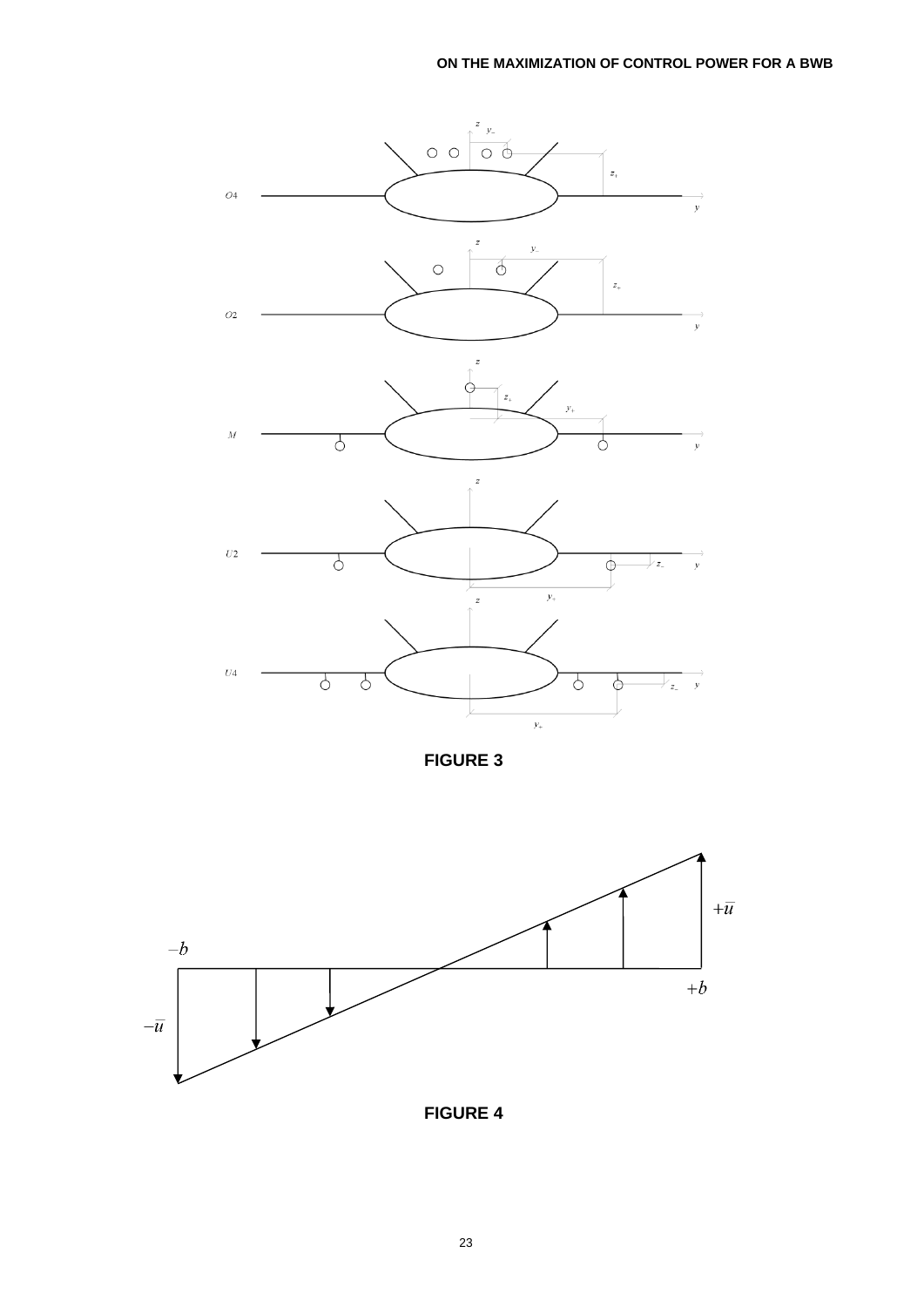$O4$

$z$ $y_-$ $z_+$ $y$

$O2$

$z$ $y_-$ $z_+$ $y$

$M$

$z$ $z_+$ $y_+$ $y$

$U2$

$z$ $z_-$ $y_+$ $y$

$U4$

$z$ $z_-$ $y_+$ $y$

**FIGURE 3**

$-b$

$+b$

$-\overline{u}$

$+\overline{u}$

**FIGURE 4**